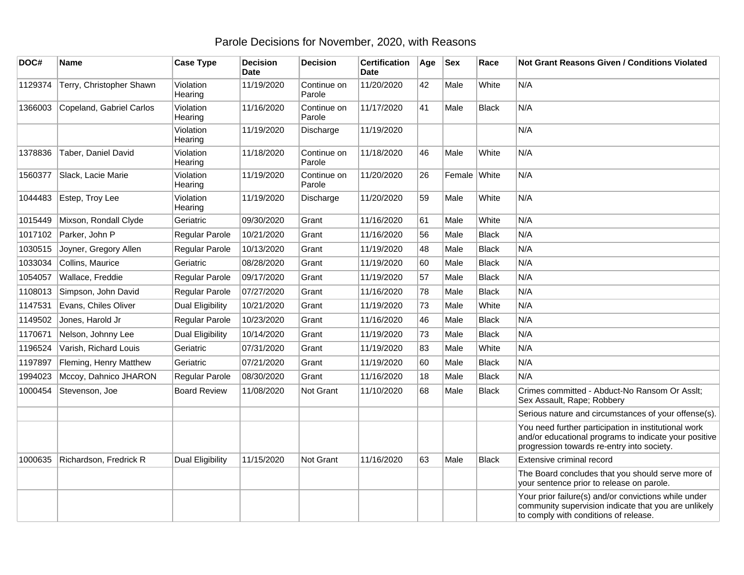# Parole Decisions for November, 2020, with Reasons

| DOC# | Name | Case Type | Decision Date | Decision | Certification Date | Age | Sex | Race | Not Grant Reasons Given / Conditions Violated |
|---|---|---|---|---|---|---|---|---|---|
| 1129374 | Terry, Christopher Shawn | Violation Hearing | 11/19/2020 | Continue on Parole | 11/20/2020 | 42 | Male | White | N/A |
| 1366003 | Copeland, Gabriel Carlos | Violation Hearing | 11/16/2020 | Continue on Parole | 11/17/2020 | 41 | Male | Black | N/A |
| | | Violation Hearing | 11/19/2020 | Discharge | 11/19/2020 | | | | N/A |
| 1378836 | Taber, Daniel David | Violation Hearing | 11/18/2020 | Continue on Parole | 11/18/2020 | 46 | Male | White | N/A |
| 1560377 | Slack, Lacie Marie | Violation Hearing | 11/19/2020 | Continue on Parole | 11/20/2020 | 26 | Female | White | N/A |
| 1044483 | Estep, Troy Lee | Violation Hearing | 11/19/2020 | Discharge | 11/20/2020 | 59 | Male | White | N/A |
| 1015449 | Mixson, Rondall Clyde | Geriatric | 09/30/2020 | Grant | 11/16/2020 | 61 | Male | White | N/A |
| 1017102 | Parker, John P | Regular Parole | 10/21/2020 | Grant | 11/16/2020 | 56 | Male | Black | N/A |
| 1030515 | Joyner, Gregory Allen | Regular Parole | 10/13/2020 | Grant | 11/19/2020 | 48 | Male | Black | N/A |
| 1033034 | Collins, Maurice | Geriatric | 08/28/2020 | Grant | 11/19/2020 | 60 | Male | Black | N/A |
| 1054057 | Wallace, Freddie | Regular Parole | 09/17/2020 | Grant | 11/19/2020 | 57 | Male | Black | N/A |
| 1108013 | Simpson, John David | Regular Parole | 07/27/2020 | Grant | 11/16/2020 | 78 | Male | Black | N/A |
| 1147531 | Evans, Chiles Oliver | Dual Eligibility | 10/21/2020 | Grant | 11/19/2020 | 73 | Male | White | N/A |
| 1149502 | Jones, Harold Jr | Regular Parole | 10/23/2020 | Grant | 11/16/2020 | 46 | Male | Black | N/A |
| 1170671 | Nelson, Johnny Lee | Dual Eligibility | 10/14/2020 | Grant | 11/19/2020 | 73 | Male | Black | N/A |
| 1196524 | Varish, Richard Louis | Geriatric | 07/31/2020 | Grant | 11/19/2020 | 83 | Male | White | N/A |
| 1197897 | Fleming, Henry Matthew | Geriatric | 07/21/2020 | Grant | 11/19/2020 | 60 | Male | Black | N/A |
| 1994023 | Mccoy, Dahnico JHARON | Regular Parole | 08/30/2020 | Grant | 11/16/2020 | 18 | Male | Black | N/A |
| 1000454 | Stevenson, Joe | Board Review | 11/08/2020 | Not Grant | 11/10/2020 | 68 | Male | Black | Crimes committed - Abduct-No Ransom Or Asslt; Sex Assault, Rape; Robbery |
| | | | | | | | | | Serious nature and circumstances of your offense(s). |
| | | | | | | | | | You need further participation in institutional work and/or educational programs to indicate your positive progression towards re-entry into society. |
| 1000635 | Richardson, Fredrick R | Dual Eligibility | 11/15/2020 | Not Grant | 11/16/2020 | 63 | Male | Black | Extensive criminal record |
| | | | | | | | | | The Board concludes that you should serve more of your sentence prior to release on parole. |
| | | | | | | | | | Your prior failure(s) and/or convictions while under community supervision indicate that you are unlikely to comply with conditions of release. |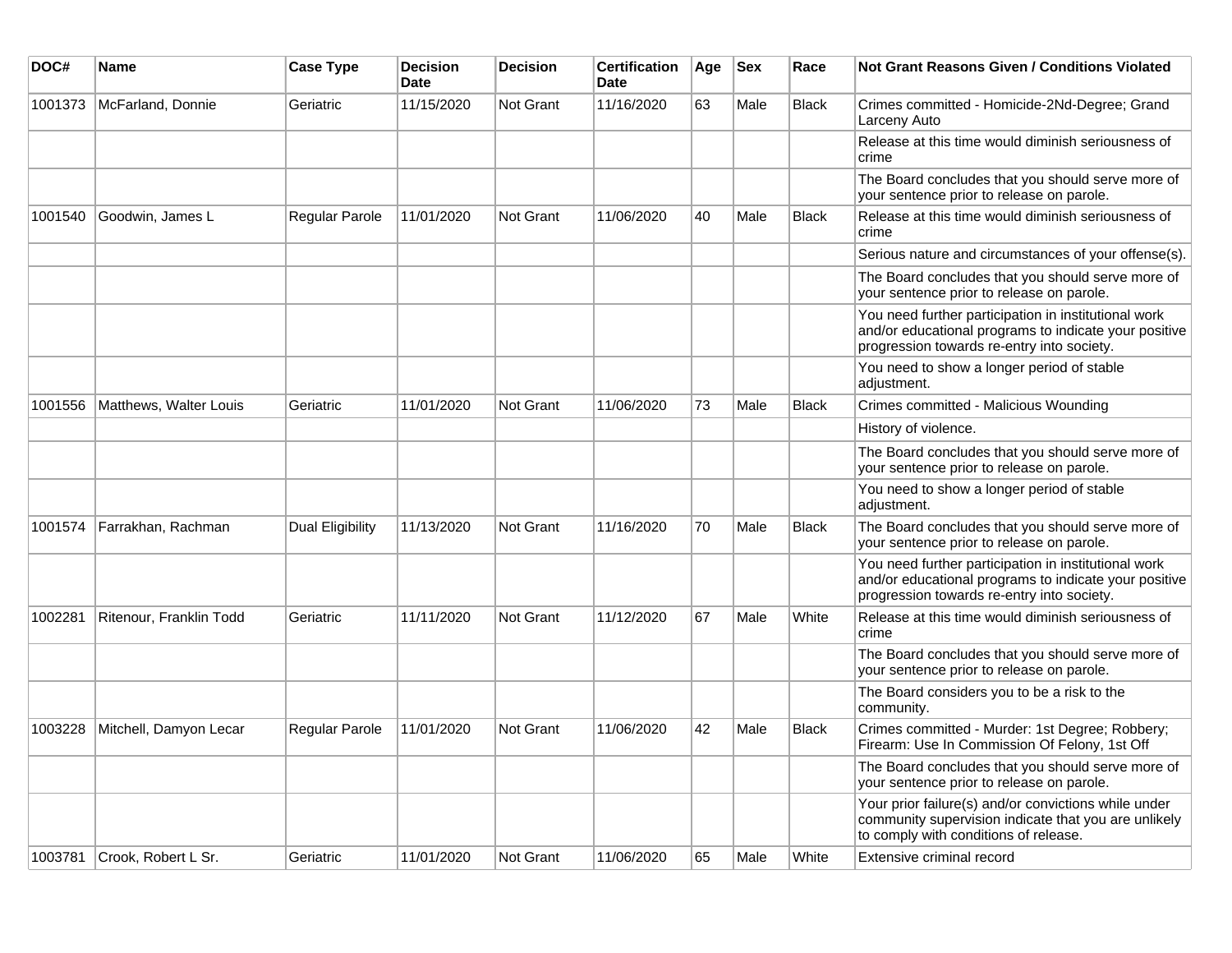| DOC# | Name | Case Type | Decision Date | Decision | Certification Date | Age | Sex | Race | Not Grant Reasons Given / Conditions Violated |
|---|---|---|---|---|---|---|---|---|---|
| 1001373 | McFarland, Donnie | Geriatric | 11/15/2020 | Not Grant | 11/16/2020 | 63 | Male | Black | Crimes committed - Homicide-2Nd-Degree; Grand Larceny Auto |
| | | | | | | | | | Release at this time would diminish seriousness of crime |
| | | | | | | | | | The Board concludes that you should serve more of your sentence prior to release on parole. |
| 1001540 | Goodwin, James L | Regular Parole | 11/01/2020 | Not Grant | 11/06/2020 | 40 | Male | Black | Release at this time would diminish seriousness of crime |
| | | | | | | | | | Serious nature and circumstances of your offense(s). |
| | | | | | | | | | The Board concludes that you should serve more of your sentence prior to release on parole. |
| | | | | | | | | | You need further participation in institutional work and/or educational programs to indicate your positive progression towards re-entry into society. |
| | | | | | | | | | You need to show a longer period of stable adjustment. |
| 1001556 | Matthews, Walter Louis | Geriatric | 11/01/2020 | Not Grant | 11/06/2020 | 73 | Male | Black | Crimes committed - Malicious Wounding |
| | | | | | | | | | History of violence. |
| | | | | | | | | | The Board concludes that you should serve more of your sentence prior to release on parole. |
| | | | | | | | | | You need to show a longer period of stable adjustment. |
| 1001574 | Farrakhan, Rachman | Dual Eligibility | 11/13/2020 | Not Grant | 11/16/2020 | 70 | Male | Black | The Board concludes that you should serve more of your sentence prior to release on parole. |
| | | | | | | | | | You need further participation in institutional work and/or educational programs to indicate your positive progression towards re-entry into society. |
| 1002281 | Ritenour, Franklin Todd | Geriatric | 11/11/2020 | Not Grant | 11/12/2020 | 67 | Male | White | Release at this time would diminish seriousness of crime |
| | | | | | | | | | The Board concludes that you should serve more of your sentence prior to release on parole. |
| | | | | | | | | | The Board considers you to be a risk to the community. |
| 1003228 | Mitchell, Damyon Lecar | Regular Parole | 11/01/2020 | Not Grant | 11/06/2020 | 42 | Male | Black | Crimes committed - Murder: 1st Degree; Robbery; Firearm: Use In Commission Of Felony, 1st Off |
| | | | | | | | | | The Board concludes that you should serve more of your sentence prior to release on parole. |
| | | | | | | | | | Your prior failure(s) and/or convictions while under community supervision indicate that you are unlikely to comply with conditions of release. |
| 1003781 | Crook, Robert L Sr. | Geriatric | 11/01/2020 | Not Grant | 11/06/2020 | 65 | Male | White | Extensive criminal record |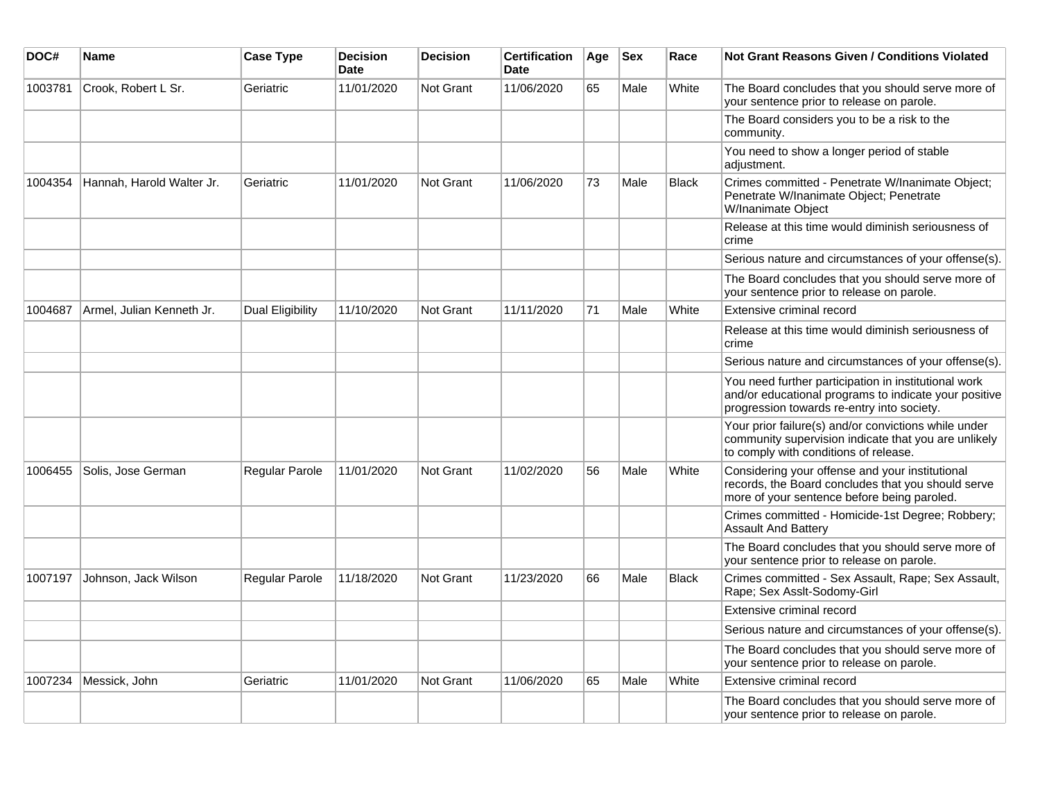| DOC# | Name | Case Type | Decision Date | Decision | Certification Date | Age | Sex | Race | Not Grant Reasons Given / Conditions Violated |
|---|---|---|---|---|---|---|---|---|---|
| 1003781 | Crook, Robert L Sr. | Geriatric | 11/01/2020 | Not Grant | 11/06/2020 | 65 | Male | White | The Board concludes that you should serve more of your sentence prior to release on parole. |
| | | | | | | | | | The Board considers you to be a risk to the community. |
| | | | | | | | | | You need to show a longer period of stable adjustment. |
| 1004354 | Hannah, Harold Walter Jr. | Geriatric | 11/01/2020 | Not Grant | 11/06/2020 | 73 | Male | Black | Crimes committed - Penetrate W/Inanimate Object; Penetrate W/Inanimate Object; Penetrate W/Inanimate Object |
| | | | | | | | | | Release at this time would diminish seriousness of crime |
| | | | | | | | | | Serious nature and circumstances of your offense(s). |
| | | | | | | | | | The Board concludes that you should serve more of your sentence prior to release on parole. |
| 1004687 | Armel, Julian Kenneth Jr. | Dual Eligibility | 11/10/2020 | Not Grant | 11/11/2020 | 71 | Male | White | Extensive criminal record |
| | | | | | | | | | Release at this time would diminish seriousness of crime |
| | | | | | | | | | Serious nature and circumstances of your offense(s). |
| | | | | | | | | | You need further participation in institutional work and/or educational programs to indicate your positive progression towards re-entry into society. |
| | | | | | | | | | Your prior failure(s) and/or convictions while under community supervision indicate that you are unlikely to comply with conditions of release. |
| 1006455 | Solis, Jose German | Regular Parole | 11/01/2020 | Not Grant | 11/02/2020 | 56 | Male | White | Considering your offense and your institutional records, the Board concludes that you should serve more of your sentence before being paroled. |
| | | | | | | | | | Crimes committed - Homicide-1st Degree; Robbery; Assault And Battery |
| | | | | | | | | | The Board concludes that you should serve more of your sentence prior to release on parole. |
| 1007197 | Johnson, Jack Wilson | Regular Parole | 11/18/2020 | Not Grant | 11/23/2020 | 66 | Male | Black | Crimes committed - Sex Assault, Rape; Sex Assault, Rape; Sex Asslt-Sodomy-Girl |
| | | | | | | | | | Extensive criminal record |
| | | | | | | | | | Serious nature and circumstances of your offense(s). |
| | | | | | | | | | The Board concludes that you should serve more of your sentence prior to release on parole. |
| 1007234 | Messick, John | Geriatric | 11/01/2020 | Not Grant | 11/06/2020 | 65 | Male | White | Extensive criminal record |
| | | | | | | | | | The Board concludes that you should serve more of your sentence prior to release on parole. |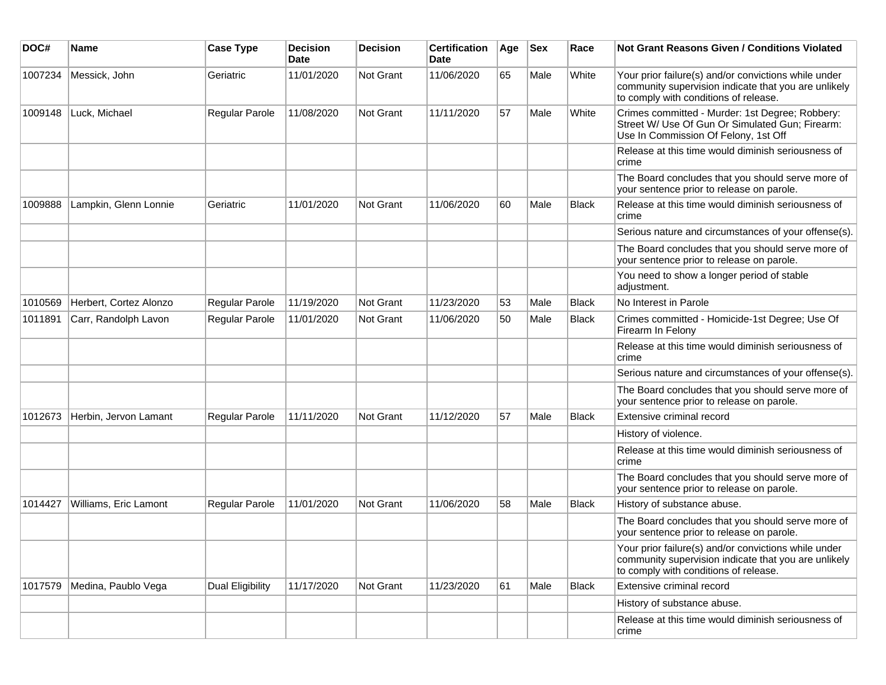| DOC# | Name | Case Type | Decision Date | Decision | Certification Date | Age | Sex | Race | Not Grant Reasons Given / Conditions Violated |
|---|---|---|---|---|---|---|---|---|---|
| 1007234 | Messick, John | Geriatric | 11/01/2020 | Not Grant | 11/06/2020 | 65 | Male | White | Your prior failure(s) and/or convictions while under community supervision indicate that you are unlikely to comply with conditions of release. |
| 1009148 | Luck, Michael | Regular Parole | 11/08/2020 | Not Grant | 11/11/2020 | 57 | Male | White | Crimes committed - Murder: 1st Degree; Robbery: Street W/ Use Of Gun Or Simulated Gun; Firearm: Use In Commission Of Felony, 1st Off |
| | | | | | | | | | Release at this time would diminish seriousness of crime |
| | | | | | | | | | The Board concludes that you should serve more of your sentence prior to release on parole. |
| 1009888 | Lampkin, Glenn Lonnie | Geriatric | 11/01/2020 | Not Grant | 11/06/2020 | 60 | Male | Black | Release at this time would diminish seriousness of crime |
| | | | | | | | | | Serious nature and circumstances of your offense(s). |
| | | | | | | | | | The Board concludes that you should serve more of your sentence prior to release on parole. |
| | | | | | | | | | You need to show a longer period of stable adjustment. |
| 1010569 | Herbert, Cortez Alonzo | Regular Parole | 11/19/2020 | Not Grant | 11/23/2020 | 53 | Male | Black | No Interest in Parole |
| 1011891 | Carr, Randolph Lavon | Regular Parole | 11/01/2020 | Not Grant | 11/06/2020 | 50 | Male | Black | Crimes committed - Homicide-1st Degree; Use Of Firearm In Felony |
| | | | | | | | | | Release at this time would diminish seriousness of crime |
| | | | | | | | | | Serious nature and circumstances of your offense(s). |
| | | | | | | | | | The Board concludes that you should serve more of your sentence prior to release on parole. |
| 1012673 | Herbin, Jervon Lamant | Regular Parole | 11/11/2020 | Not Grant | 11/12/2020 | 57 | Male | Black | Extensive criminal record |
| | | | | | | | | | History of violence. |
| | | | | | | | | | Release at this time would diminish seriousness of crime |
| | | | | | | | | | The Board concludes that you should serve more of your sentence prior to release on parole. |
| 1014427 | Williams, Eric Lamont | Regular Parole | 11/01/2020 | Not Grant | 11/06/2020 | 58 | Male | Black | History of substance abuse. |
| | | | | | | | | | The Board concludes that you should serve more of your sentence prior to release on parole. |
| | | | | | | | | | Your prior failure(s) and/or convictions while under community supervision indicate that you are unlikely to comply with conditions of release. |
| 1017579 | Medina, Paublo Vega | Dual Eligibility | 11/17/2020 | Not Grant | 11/23/2020 | 61 | Male | Black | Extensive criminal record |
| | | | | | | | | | History of substance abuse. |
| | | | | | | | | | Release at this time would diminish seriousness of crime |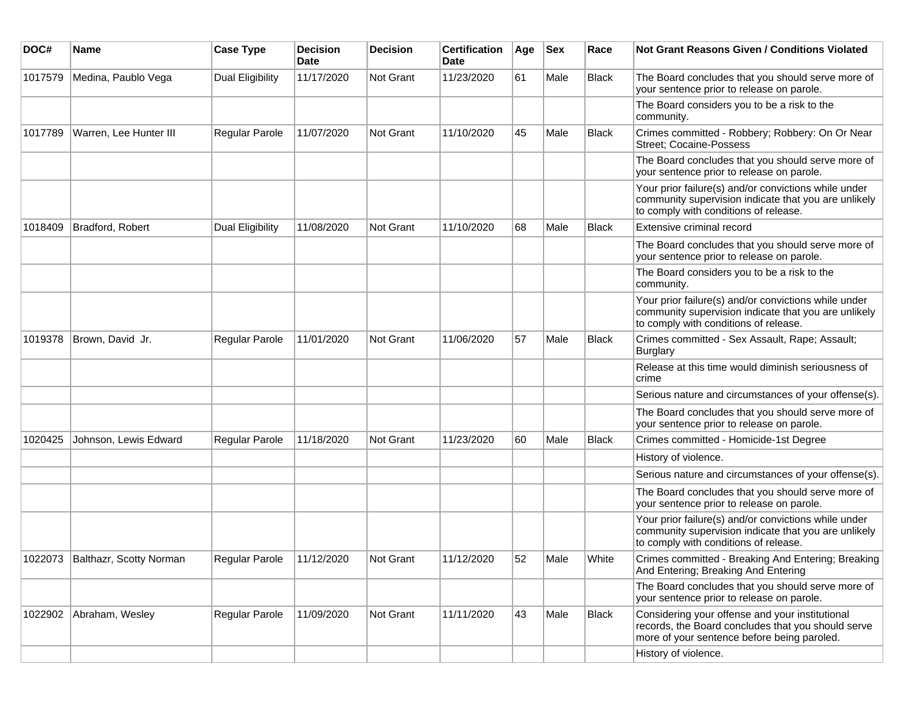| DOC# | Name | Case Type | Decision Date | Decision | Certification Date | Age | Sex | Race | Not Grant Reasons Given / Conditions Violated |
|---|---|---|---|---|---|---|---|---|---|
| 1017579 | Medina, Paublo Vega | Dual Eligibility | 11/17/2020 | Not Grant | 11/23/2020 | 61 | Male | Black | The Board concludes that you should serve more of your sentence prior to release on parole. |
| | | | | | | | | | The Board considers you to be a risk to the community. |
| 1017789 | Warren, Lee Hunter III | Regular Parole | 11/07/2020 | Not Grant | 11/10/2020 | 45 | Male | Black | Crimes committed - Robbery; Robbery: On Or Near Street; Cocaine-Possess |
| | | | | | | | | | The Board concludes that you should serve more of your sentence prior to release on parole. |
| | | | | | | | | | Your prior failure(s) and/or convictions while under community supervision indicate that you are unlikely to comply with conditions of release. |
| 1018409 | Bradford, Robert | Dual Eligibility | 11/08/2020 | Not Grant | 11/10/2020 | 68 | Male | Black | Extensive criminal record |
| | | | | | | | | | The Board concludes that you should serve more of your sentence prior to release on parole. |
| | | | | | | | | | The Board considers you to be a risk to the community. |
| | | | | | | | | | Your prior failure(s) and/or convictions while under community supervision indicate that you are unlikely to comply with conditions of release. |
| 1019378 | Brown, David Jr. | Regular Parole | 11/01/2020 | Not Grant | 11/06/2020 | 57 | Male | Black | Crimes committed - Sex Assault, Rape; Assault; Burglary |
| | | | | | | | | | Release at this time would diminish seriousness of crime |
| | | | | | | | | | Serious nature and circumstances of your offense(s). |
| | | | | | | | | | The Board concludes that you should serve more of your sentence prior to release on parole. |
| 1020425 | Johnson, Lewis Edward | Regular Parole | 11/18/2020 | Not Grant | 11/23/2020 | 60 | Male | Black | Crimes committed - Homicide-1st Degree |
| | | | | | | | | | History of violence. |
| | | | | | | | | | Serious nature and circumstances of your offense(s). |
| | | | | | | | | | The Board concludes that you should serve more of your sentence prior to release on parole. |
| | | | | | | | | | Your prior failure(s) and/or convictions while under community supervision indicate that you are unlikely to comply with conditions of release. |
| 1022073 | Balthazr, Scotty Norman | Regular Parole | 11/12/2020 | Not Grant | 11/12/2020 | 52 | Male | White | Crimes committed - Breaking And Entering; Breaking And Entering; Breaking And Entering |
| | | | | | | | | | The Board concludes that you should serve more of your sentence prior to release on parole. |
| 1022902 | Abraham, Wesley | Regular Parole | 11/09/2020 | Not Grant | 11/11/2020 | 43 | Male | Black | Considering your offense and your institutional records, the Board concludes that you should serve more of your sentence before being paroled. |
| | | | | | | | | | History of violence. |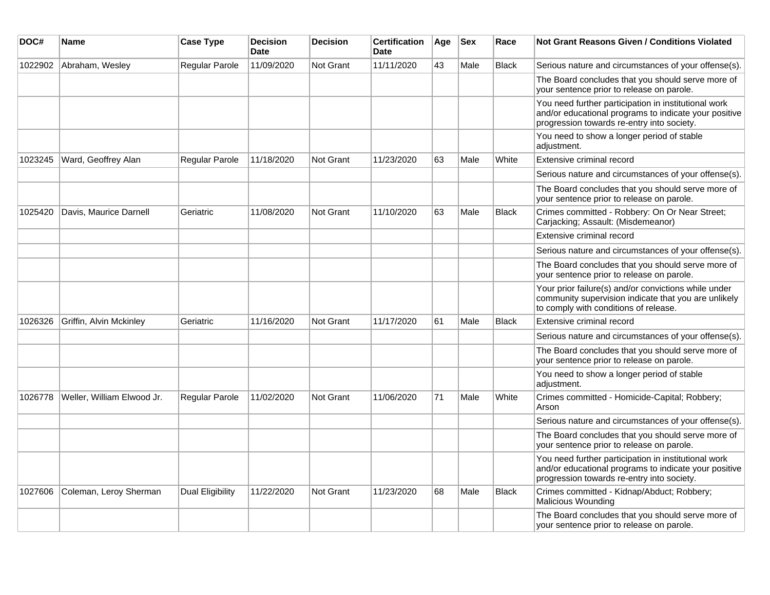| DOC# | Name | Case Type | Decision Date | Decision | Certification Date | Age | Sex | Race | Not Grant Reasons Given / Conditions Violated |
|---|---|---|---|---|---|---|---|---|---|
| 1022902 | Abraham, Wesley | Regular Parole | 11/09/2020 | Not Grant | 11/11/2020 | 43 | Male | Black | Serious nature and circumstances of your offense(s). |
| | | | | | | | | | The Board concludes that you should serve more of your sentence prior to release on parole. |
| | | | | | | | | | You need further participation in institutional work and/or educational programs to indicate your positive progression towards re-entry into society. |
| | | | | | | | | | You need to show a longer period of stable adjustment. |
| 1023245 | Ward, Geoffrey Alan | Regular Parole | 11/18/2020 | Not Grant | 11/23/2020 | 63 | Male | White | Extensive criminal record |
| | | | | | | | | | Serious nature and circumstances of your offense(s). |
| | | | | | | | | | The Board concludes that you should serve more of your sentence prior to release on parole. |
| 1025420 | Davis, Maurice Darnell | Geriatric | 11/08/2020 | Not Grant | 11/10/2020 | 63 | Male | Black | Crimes committed - Robbery: On Or Near Street; Carjacking; Assault: (Misdemeanor) |
| | | | | | | | | | Extensive criminal record |
| | | | | | | | | | Serious nature and circumstances of your offense(s). |
| | | | | | | | | | The Board concludes that you should serve more of your sentence prior to release on parole. |
| | | | | | | | | | Your prior failure(s) and/or convictions while under community supervision indicate that you are unlikely to comply with conditions of release. |
| 1026326 | Griffin, Alvin Mckinley | Geriatric | 11/16/2020 | Not Grant | 11/17/2020 | 61 | Male | Black | Extensive criminal record |
| | | | | | | | | | Serious nature and circumstances of your offense(s). |
| | | | | | | | | | The Board concludes that you should serve more of your sentence prior to release on parole. |
| | | | | | | | | | You need to show a longer period of stable adjustment. |
| 1026778 | Weller, William Elwood Jr. | Regular Parole | 11/02/2020 | Not Grant | 11/06/2020 | 71 | Male | White | Crimes committed - Homicide-Capital; Robbery; Arson |
| | | | | | | | | | Serious nature and circumstances of your offense(s). |
| | | | | | | | | | The Board concludes that you should serve more of your sentence prior to release on parole. |
| | | | | | | | | | You need further participation in institutional work and/or educational programs to indicate your positive progression towards re-entry into society. |
| 1027606 | Coleman, Leroy Sherman | Dual Eligibility | 11/22/2020 | Not Grant | 11/23/2020 | 68 | Male | Black | Crimes committed - Kidnap/Abduct; Robbery; Malicious Wounding |
| | | | | | | | | | The Board concludes that you should serve more of your sentence prior to release on parole. |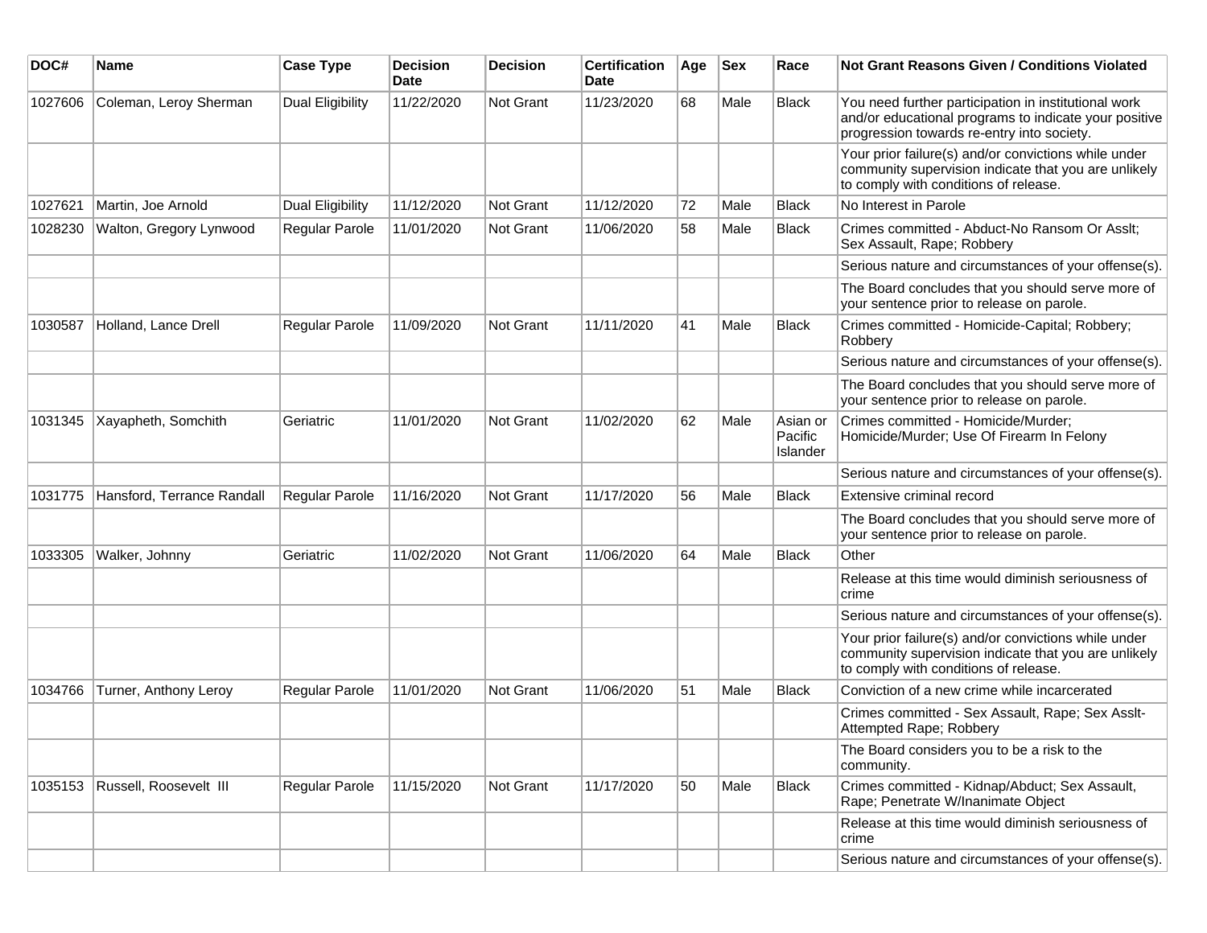| DOC# | Name | Case Type | Decision Date | Decision | Certification Date | Age | Sex | Race | Not Grant Reasons Given / Conditions Violated |
|---|---|---|---|---|---|---|---|---|---|
| 1027606 | Coleman, Leroy Sherman | Dual Eligibility | 11/22/2020 | Not Grant | 11/23/2020 | 68 | Male | Black | You need further participation in institutional work and/or educational programs to indicate your positive progression towards re-entry into society. |
| | | | | | | | | | Your prior failure(s) and/or convictions while under community supervision indicate that you are unlikely to comply with conditions of release. |
| 1027621 | Martin, Joe Arnold | Dual Eligibility | 11/12/2020 | Not Grant | 11/12/2020 | 72 | Male | Black | No Interest in Parole |
| 1028230 | Walton, Gregory Lynwood | Regular Parole | 11/01/2020 | Not Grant | 11/06/2020 | 58 | Male | Black | Crimes committed - Abduct-No Ransom Or Asslt; Sex Assault, Rape; Robbery |
| | | | | | | | | | Serious nature and circumstances of your offense(s). |
| | | | | | | | | | The Board concludes that you should serve more of your sentence prior to release on parole. |
| 1030587 | Holland, Lance Drell | Regular Parole | 11/09/2020 | Not Grant | 11/11/2020 | 41 | Male | Black | Crimes committed - Homicide-Capital; Robbery; Robbery |
| | | | | | | | | | Serious nature and circumstances of your offense(s). |
| | | | | | | | | | The Board concludes that you should serve more of your sentence prior to release on parole. |
| 1031345 | Xayapheth, Somchith | Geriatric | 11/01/2020 | Not Grant | 11/02/2020 | 62 | Male | Asian or Pacific Islander | Crimes committed - Homicide/Murder; Homicide/Murder; Use Of Firearm In Felony |
| | | | | | | | | | Serious nature and circumstances of your offense(s). |
| 1031775 | Hansford, Terrance Randall | Regular Parole | 11/16/2020 | Not Grant | 11/17/2020 | 56 | Male | Black | Extensive criminal record |
| | | | | | | | | | The Board concludes that you should serve more of your sentence prior to release on parole. |
| 1033305 | Walker, Johnny | Geriatric | 11/02/2020 | Not Grant | 11/06/2020 | 64 | Male | Black | Other |
| | | | | | | | | | Release at this time would diminish seriousness of crime |
| | | | | | | | | | Serious nature and circumstances of your offense(s). |
| | | | | | | | | | Your prior failure(s) and/or convictions while under community supervision indicate that you are unlikely to comply with conditions of release. |
| 1034766 | Turner, Anthony Leroy | Regular Parole | 11/01/2020 | Not Grant | 11/06/2020 | 51 | Male | Black | Conviction of a new crime while incarcerated |
| | | | | | | | | | Crimes committed - Sex Assault, Rape; Sex Asslt-Attempted Rape; Robbery |
| | | | | | | | | | The Board considers you to be a risk to the community. |
| 1035153 | Russell, Roosevelt III | Regular Parole | 11/15/2020 | Not Grant | 11/17/2020 | 50 | Male | Black | Crimes committed - Kidnap/Abduct; Sex Assault, Rape; Penetrate W/Inanimate Object |
| | | | | | | | | | Release at this time would diminish seriousness of crime |
| | | | | | | | | | Serious nature and circumstances of your offense(s). |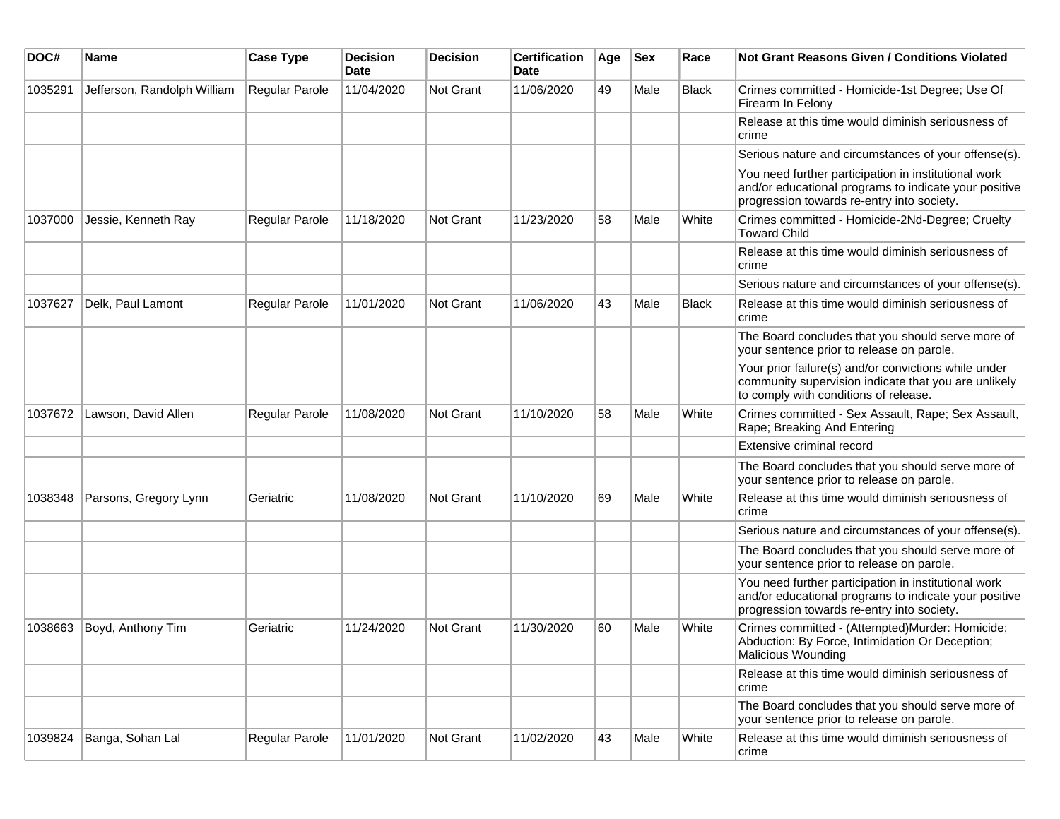| DOC# | Name | Case Type | Decision Date | Decision | Certification Date | Age | Sex | Race | Not Grant Reasons Given / Conditions Violated |
|---|---|---|---|---|---|---|---|---|---|
| 1035291 | Jefferson, Randolph William | Regular Parole | 11/04/2020 | Not Grant | 11/06/2020 | 49 | Male | Black | Crimes committed - Homicide-1st Degree; Use Of Firearm In Felony |
| | | | | | | | | | Release at this time would diminish seriousness of crime |
| | | | | | | | | | Serious nature and circumstances of your offense(s). |
| | | | | | | | | | You need further participation in institutional work and/or educational programs to indicate your positive progression towards re-entry into society. |
| 1037000 | Jessie, Kenneth Ray | Regular Parole | 11/18/2020 | Not Grant | 11/23/2020 | 58 | Male | White | Crimes committed - Homicide-2Nd-Degree; Cruelty Toward Child |
| | | | | | | | | | Release at this time would diminish seriousness of crime |
| | | | | | | | | | Serious nature and circumstances of your offense(s). |
| 1037627 | Delk, Paul Lamont | Regular Parole | 11/01/2020 | Not Grant | 11/06/2020 | 43 | Male | Black | Release at this time would diminish seriousness of crime |
| | | | | | | | | | The Board concludes that you should serve more of your sentence prior to release on parole. |
| | | | | | | | | | Your prior failure(s) and/or convictions while under community supervision indicate that you are unlikely to comply with conditions of release. |
| 1037672 | Lawson, David Allen | Regular Parole | 11/08/2020 | Not Grant | 11/10/2020 | 58 | Male | White | Crimes committed - Sex Assault, Rape; Sex Assault, Rape; Breaking And Entering |
| | | | | | | | | | Extensive criminal record |
| | | | | | | | | | The Board concludes that you should serve more of your sentence prior to release on parole. |
| 1038348 | Parsons, Gregory Lynn | Geriatric | 11/08/2020 | Not Grant | 11/10/2020 | 69 | Male | White | Release at this time would diminish seriousness of crime |
| | | | | | | | | | Serious nature and circumstances of your offense(s). |
| | | | | | | | | | The Board concludes that you should serve more of your sentence prior to release on parole. |
| | | | | | | | | | You need further participation in institutional work and/or educational programs to indicate your positive progression towards re-entry into society. |
| 1038663 | Boyd, Anthony Tim | Geriatric | 11/24/2020 | Not Grant | 11/30/2020 | 60 | Male | White | Crimes committed - (Attempted)Murder: Homicide; Abduction: By Force, Intimidation Or Deception; Malicious Wounding |
| | | | | | | | | | Release at this time would diminish seriousness of crime |
| | | | | | | | | | The Board concludes that you should serve more of your sentence prior to release on parole. |
| 1039824 | Banga, Sohan Lal | Regular Parole | 11/01/2020 | Not Grant | 11/02/2020 | 43 | Male | White | Release at this time would diminish seriousness of crime |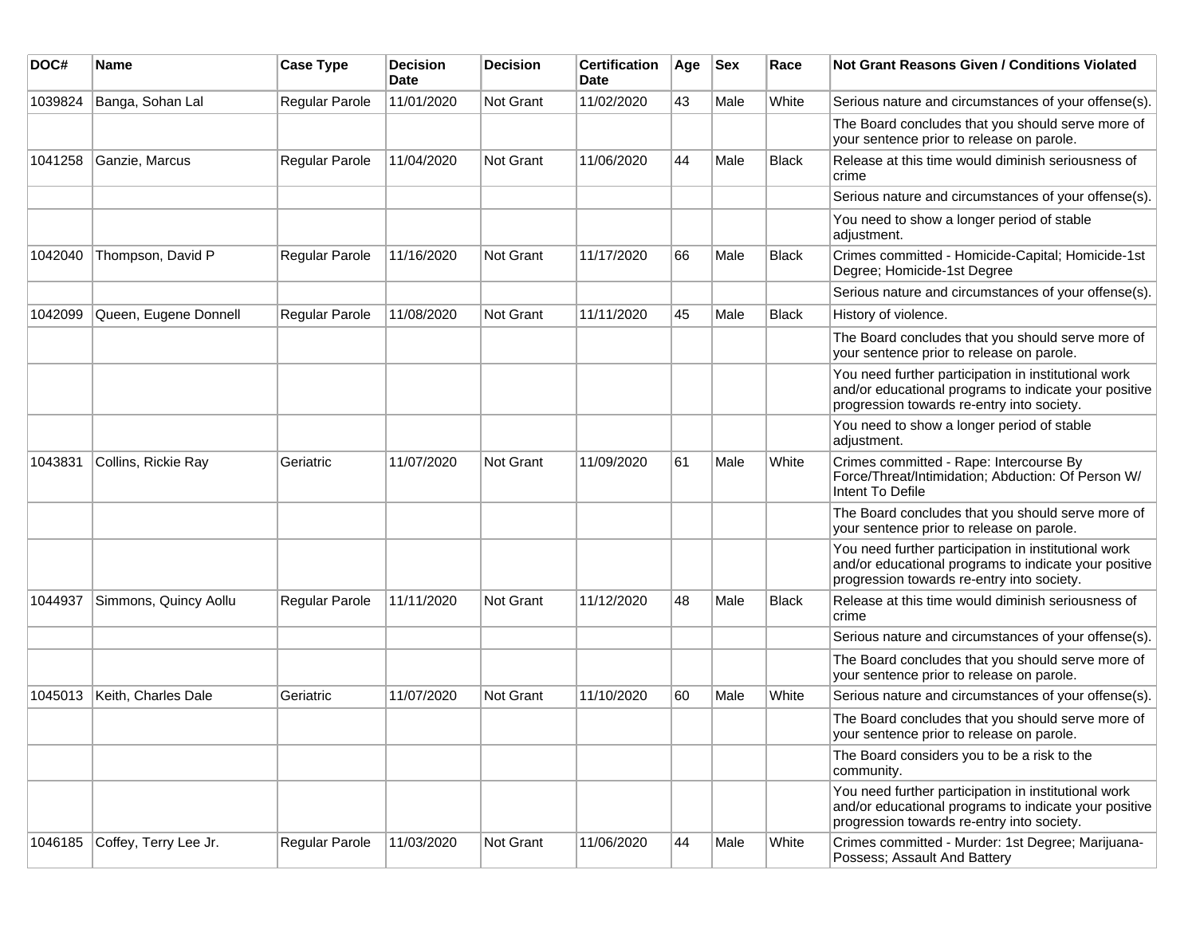| DOC# | Name | Case Type | Decision Date | Decision | Certification Date | Age | Sex | Race | Not Grant Reasons Given / Conditions Violated |
|---|---|---|---|---|---|---|---|---|---|
| 1039824 | Banga, Sohan Lal | Regular Parole | 11/01/2020 | Not Grant | 11/02/2020 | 43 | Male | White | Serious nature and circumstances of your offense(s). |
| | | | | | | | | | The Board concludes that you should serve more of your sentence prior to release on parole. |
| 1041258 | Ganzie, Marcus | Regular Parole | 11/04/2020 | Not Grant | 11/06/2020 | 44 | Male | Black | Release at this time would diminish seriousness of crime |
| | | | | | | | | | Serious nature and circumstances of your offense(s). |
| | | | | | | | | | You need to show a longer period of stable adjustment. |
| 1042040 | Thompson, David P | Regular Parole | 11/16/2020 | Not Grant | 11/17/2020 | 66 | Male | Black | Crimes committed - Homicide-Capital; Homicide-1st Degree; Homicide-1st Degree |
| | | | | | | | | | Serious nature and circumstances of your offense(s). |
| 1042099 | Queen, Eugene Donnell | Regular Parole | 11/08/2020 | Not Grant | 11/11/2020 | 45 | Male | Black | History of violence. |
| | | | | | | | | | The Board concludes that you should serve more of your sentence prior to release on parole. |
| | | | | | | | | | You need further participation in institutional work and/or educational programs to indicate your positive progression towards re-entry into society. |
| | | | | | | | | | You need to show a longer period of stable adjustment. |
| 1043831 | Collins, Rickie Ray | Geriatric | 11/07/2020 | Not Grant | 11/09/2020 | 61 | Male | White | Crimes committed - Rape: Intercourse By Force/Threat/Intimidation; Abduction: Of Person W/ Intent To Defile |
| | | | | | | | | | The Board concludes that you should serve more of your sentence prior to release on parole. |
| | | | | | | | | | You need further participation in institutional work and/or educational programs to indicate your positive progression towards re-entry into society. |
| 1044937 | Simmons, Quincy Aollu | Regular Parole | 11/11/2020 | Not Grant | 11/12/2020 | 48 | Male | Black | Release at this time would diminish seriousness of crime |
| | | | | | | | | | Serious nature and circumstances of your offense(s). |
| | | | | | | | | | The Board concludes that you should serve more of your sentence prior to release on parole. |
| 1045013 | Keith, Charles Dale | Geriatric | 11/07/2020 | Not Grant | 11/10/2020 | 60 | Male | White | Serious nature and circumstances of your offense(s). |
| | | | | | | | | | The Board concludes that you should serve more of your sentence prior to release on parole. |
| | | | | | | | | | The Board considers you to be a risk to the community. |
| | | | | | | | | | You need further participation in institutional work and/or educational programs to indicate your positive progression towards re-entry into society. |
| 1046185 | Coffey, Terry Lee Jr. | Regular Parole | 11/03/2020 | Not Grant | 11/06/2020 | 44 | Male | White | Crimes committed - Murder: 1st Degree; Marijuana-Possess; Assault And Battery |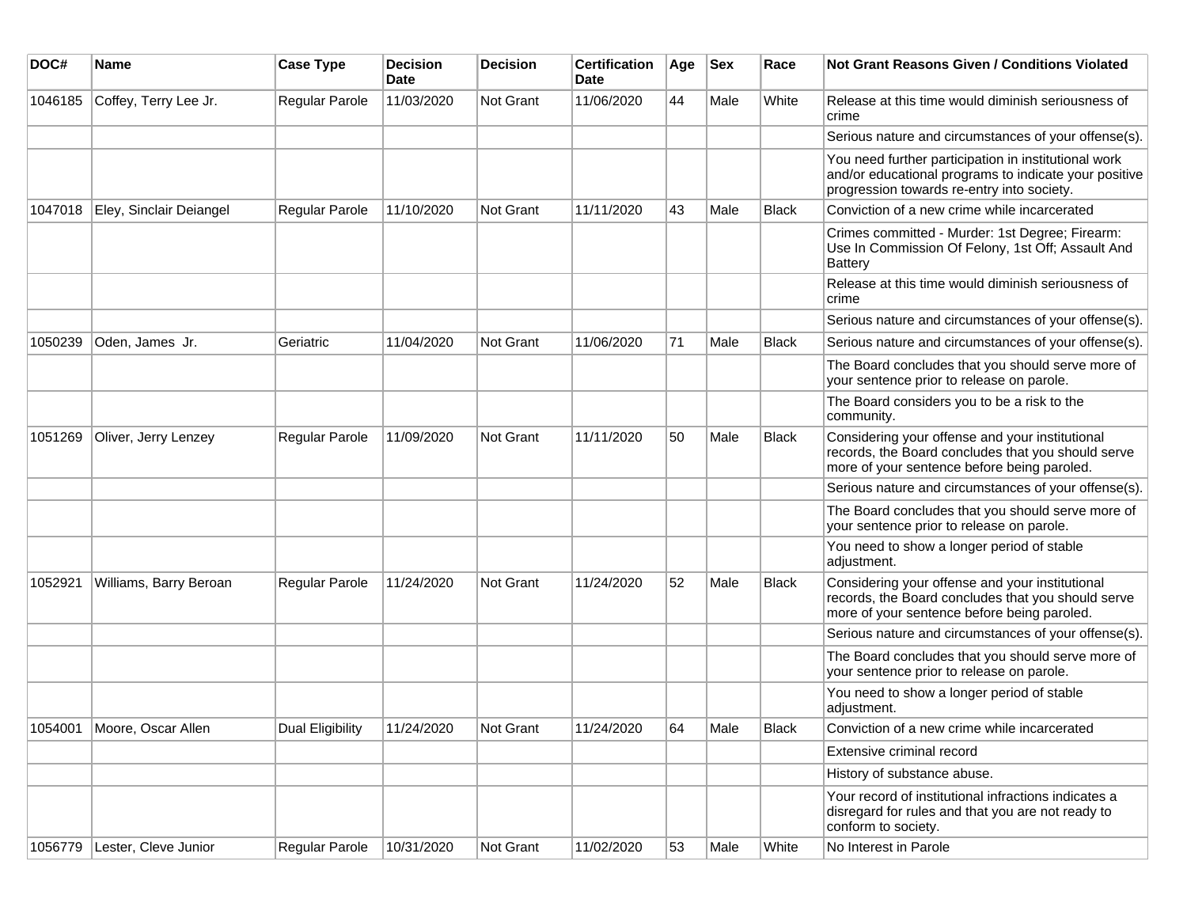| DOC# | Name | Case Type | Decision Date | Decision | Certification Date | Age | Sex | Race | Not Grant Reasons Given / Conditions Violated |
|---|---|---|---|---|---|---|---|---|---|
| 1046185 | Coffey, Terry Lee Jr. | Regular Parole | 11/03/2020 | Not Grant | 11/06/2020 | 44 | Male | White | Release at this time would diminish seriousness of crime |
| | | | | | | | | | Serious nature and circumstances of your offense(s). |
| | | | | | | | | | You need further participation in institutional work and/or educational programs to indicate your positive progression towards re-entry into society. |
| 1047018 | Eley, Sinclair Deiangel | Regular Parole | 11/10/2020 | Not Grant | 11/11/2020 | 43 | Male | Black | Conviction of a new crime while incarcerated |
| | | | | | | | | | Crimes committed - Murder: 1st Degree; Firearm: Use In Commission Of Felony, 1st Off; Assault And Battery |
| | | | | | | | | | Release at this time would diminish seriousness of crime |
| | | | | | | | | | Serious nature and circumstances of your offense(s). |
| 1050239 | Oden, James Jr. | Geriatric | 11/04/2020 | Not Grant | 11/06/2020 | 71 | Male | Black | Serious nature and circumstances of your offense(s). |
| | | | | | | | | | The Board concludes that you should serve more of your sentence prior to release on parole. |
| | | | | | | | | | The Board considers you to be a risk to the community. |
| 1051269 | Oliver, Jerry Lenzey | Regular Parole | 11/09/2020 | Not Grant | 11/11/2020 | 50 | Male | Black | Considering your offense and your institutional records, the Board concludes that you should serve more of your sentence before being paroled. |
| | | | | | | | | | Serious nature and circumstances of your offense(s). |
| | | | | | | | | | The Board concludes that you should serve more of your sentence prior to release on parole. |
| | | | | | | | | | You need to show a longer period of stable adjustment. |
| 1052921 | Williams, Barry Beroan | Regular Parole | 11/24/2020 | Not Grant | 11/24/2020 | 52 | Male | Black | Considering your offense and your institutional records, the Board concludes that you should serve more of your sentence before being paroled. |
| | | | | | | | | | Serious nature and circumstances of your offense(s). |
| | | | | | | | | | The Board concludes that you should serve more of your sentence prior to release on parole. |
| | | | | | | | | | You need to show a longer period of stable adjustment. |
| 1054001 | Moore, Oscar Allen | Dual Eligibility | 11/24/2020 | Not Grant | 11/24/2020 | 64 | Male | Black | Conviction of a new crime while incarcerated |
| | | | | | | | | | Extensive criminal record |
| | | | | | | | | | History of substance abuse. |
| | | | | | | | | | Your record of institutional infractions indicates a disregard for rules and that you are not ready to conform to society. |
| 1056779 | Lester, Cleve Junior | Regular Parole | 10/31/2020 | Not Grant | 11/02/2020 | 53 | Male | White | No Interest in Parole |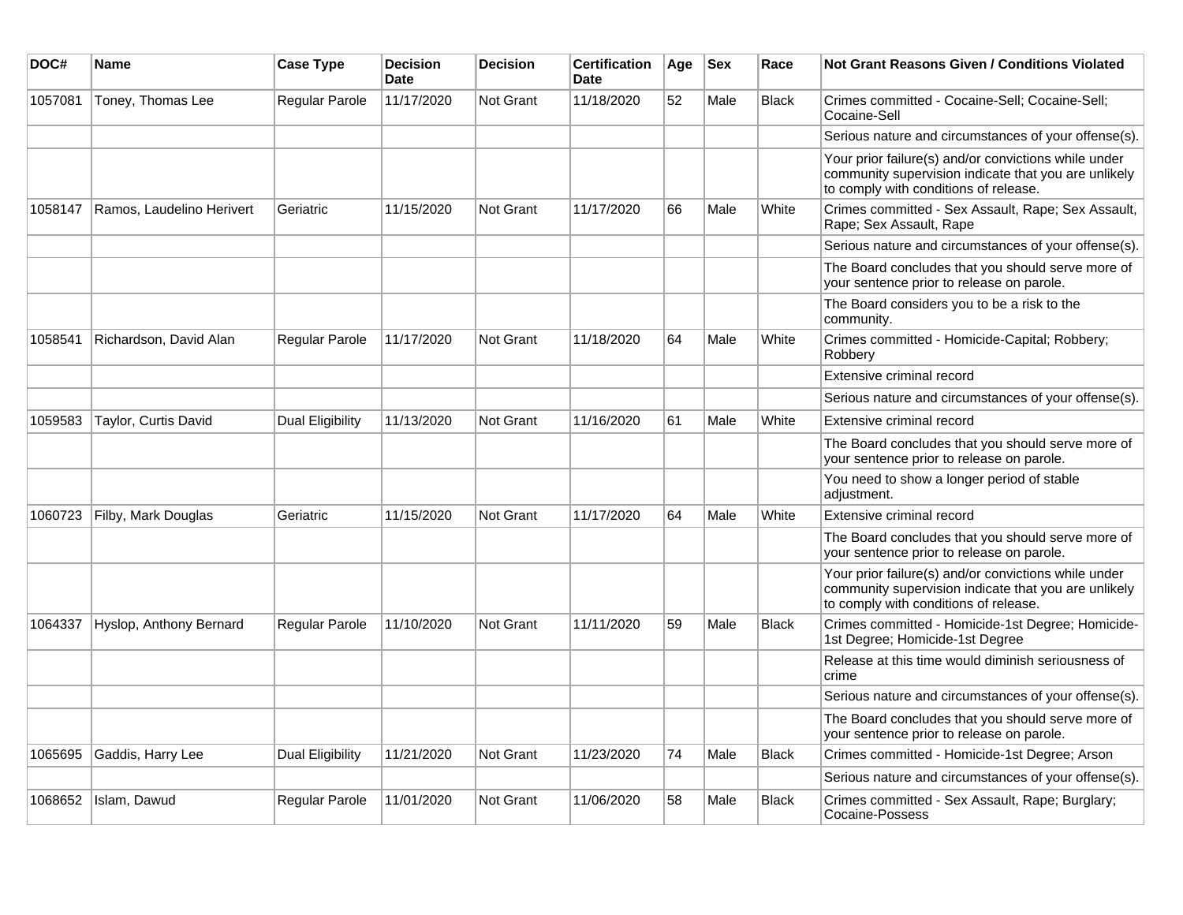| DOC# | Name | Case Type | Decision Date | Decision | Certification Date | Age | Sex | Race | Not Grant Reasons Given / Conditions Violated |
|---|---|---|---|---|---|---|---|---|---|
| 1057081 | Toney, Thomas Lee | Regular Parole | 11/17/2020 | Not Grant | 11/18/2020 | 52 | Male | Black | Crimes committed - Cocaine-Sell; Cocaine-Sell; Cocaine-Sell |
| | | | | | | | | | Serious nature and circumstances of your offense(s). |
| | | | | | | | | | Your prior failure(s) and/or convictions while under community supervision indicate that you are unlikely to comply with conditions of release. |
| 1058147 | Ramos, Laudelino Herivert | Geriatric | 11/15/2020 | Not Grant | 11/17/2020 | 66 | Male | White | Crimes committed - Sex Assault, Rape; Sex Assault, Rape; Sex Assault, Rape |
| | | | | | | | | | Serious nature and circumstances of your offense(s). |
| | | | | | | | | | The Board concludes that you should serve more of your sentence prior to release on parole. |
| | | | | | | | | | The Board considers you to be a risk to the community. |
| 1058541 | Richardson, David Alan | Regular Parole | 11/17/2020 | Not Grant | 11/18/2020 | 64 | Male | White | Crimes committed - Homicide-Capital; Robbery; Robbery |
| | | | | | | | | | Extensive criminal record |
| | | | | | | | | | Serious nature and circumstances of your offense(s). |
| 1059583 | Taylor, Curtis David | Dual Eligibility | 11/13/2020 | Not Grant | 11/16/2020 | 61 | Male | White | Extensive criminal record |
| | | | | | | | | | The Board concludes that you should serve more of your sentence prior to release on parole. |
| | | | | | | | | | You need to show a longer period of stable adjustment. |
| 1060723 | Filby, Mark Douglas | Geriatric | 11/15/2020 | Not Grant | 11/17/2020 | 64 | Male | White | Extensive criminal record |
| | | | | | | | | | The Board concludes that you should serve more of your sentence prior to release on parole. |
| | | | | | | | | | Your prior failure(s) and/or convictions while under community supervision indicate that you are unlikely to comply with conditions of release. |
| 1064337 | Hyslop, Anthony Bernard | Regular Parole | 11/10/2020 | Not Grant | 11/11/2020 | 59 | Male | Black | Crimes committed - Homicide-1st Degree; Homicide-1st Degree; Homicide-1st Degree |
| | | | | | | | | | Release at this time would diminish seriousness of crime |
| | | | | | | | | | Serious nature and circumstances of your offense(s). |
| | | | | | | | | | The Board concludes that you should serve more of your sentence prior to release on parole. |
| 1065695 | Gaddis, Harry Lee | Dual Eligibility | 11/21/2020 | Not Grant | 11/23/2020 | 74 | Male | Black | Crimes committed - Homicide-1st Degree; Arson |
| | | | | | | | | | Serious nature and circumstances of your offense(s). |
| 1068652 | Islam, Dawud | Regular Parole | 11/01/2020 | Not Grant | 11/06/2020 | 58 | Male | Black | Crimes committed - Sex Assault, Rape; Burglary; Cocaine-Possess |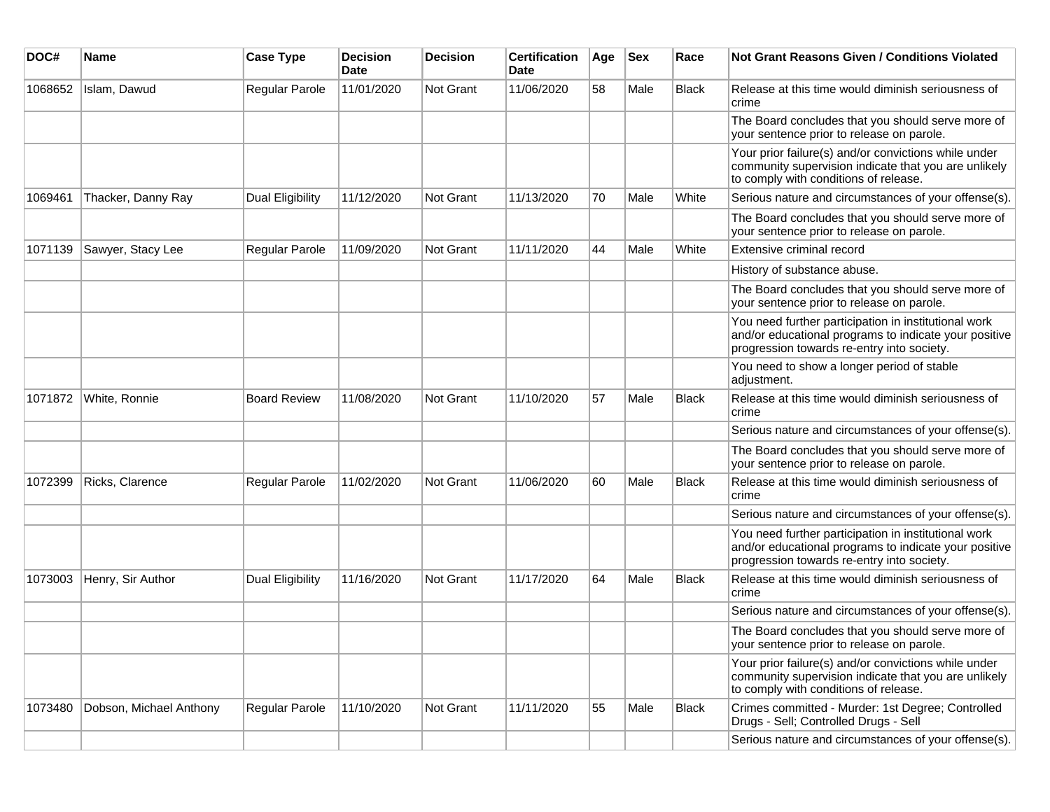| DOC# | Name | Case Type | Decision Date | Decision | Certification Date | Age | Sex | Race | Not Grant Reasons Given / Conditions Violated |
|---|---|---|---|---|---|---|---|---|---|
| 1068652 | Islam, Dawud | Regular Parole | 11/01/2020 | Not Grant | 11/06/2020 | 58 | Male | Black | Release at this time would diminish seriousness of crime |
| | | | | | | | | | The Board concludes that you should serve more of your sentence prior to release on parole. |
| | | | | | | | | | Your prior failure(s) and/or convictions while under community supervision indicate that you are unlikely to comply with conditions of release. |
| 1069461 | Thacker, Danny Ray | Dual Eligibility | 11/12/2020 | Not Grant | 11/13/2020 | 70 | Male | White | Serious nature and circumstances of your offense(s). |
| | | | | | | | | | The Board concludes that you should serve more of your sentence prior to release on parole. |
| 1071139 | Sawyer, Stacy Lee | Regular Parole | 11/09/2020 | Not Grant | 11/11/2020 | 44 | Male | White | Extensive criminal record |
| | | | | | | | | | History of substance abuse. |
| | | | | | | | | | The Board concludes that you should serve more of your sentence prior to release on parole. |
| | | | | | | | | | You need further participation in institutional work and/or educational programs to indicate your positive progression towards re-entry into society. |
| | | | | | | | | | You need to show a longer period of stable adjustment. |
| 1071872 | White, Ronnie | Board Review | 11/08/2020 | Not Grant | 11/10/2020 | 57 | Male | Black | Release at this time would diminish seriousness of crime |
| | | | | | | | | | Serious nature and circumstances of your offense(s). |
| | | | | | | | | | The Board concludes that you should serve more of your sentence prior to release on parole. |
| 1072399 | Ricks, Clarence | Regular Parole | 11/02/2020 | Not Grant | 11/06/2020 | 60 | Male | Black | Release at this time would diminish seriousness of crime |
| | | | | | | | | | Serious nature and circumstances of your offense(s). |
| | | | | | | | | | You need further participation in institutional work and/or educational programs to indicate your positive progression towards re-entry into society. |
| 1073003 | Henry, Sir Author | Dual Eligibility | 11/16/2020 | Not Grant | 11/17/2020 | 64 | Male | Black | Release at this time would diminish seriousness of crime |
| | | | | | | | | | Serious nature and circumstances of your offense(s). |
| | | | | | | | | | The Board concludes that you should serve more of your sentence prior to release on parole. |
| | | | | | | | | | Your prior failure(s) and/or convictions while under community supervision indicate that you are unlikely to comply with conditions of release. |
| 1073480 | Dobson, Michael Anthony | Regular Parole | 11/10/2020 | Not Grant | 11/11/2020 | 55 | Male | Black | Crimes committed - Murder: 1st Degree; Controlled Drugs - Sell; Controlled Drugs - Sell |
| | | | | | | | | | Serious nature and circumstances of your offense(s). |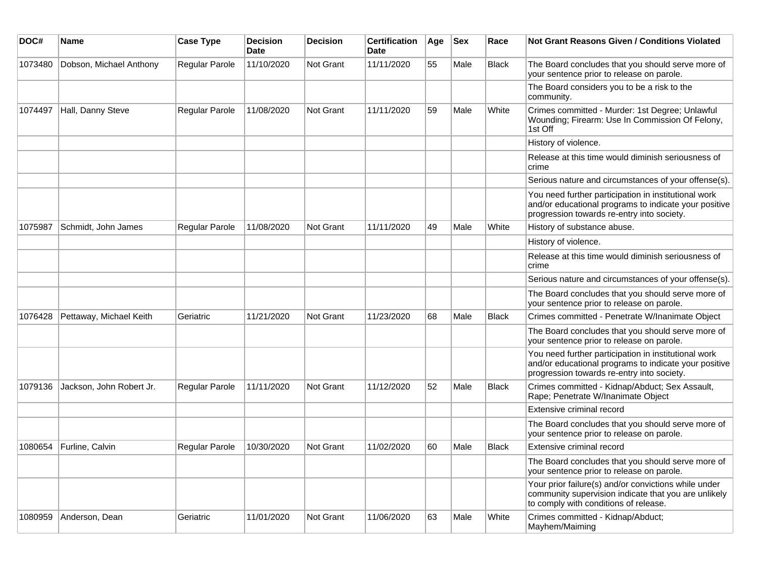| DOC# | Name | Case Type | Decision Date | Decision | Certification Date | Age | Sex | Race | Not Grant Reasons Given / Conditions Violated |
|---|---|---|---|---|---|---|---|---|---|
| 1073480 | Dobson, Michael Anthony | Regular Parole | 11/10/2020 | Not Grant | 11/11/2020 | 55 | Male | Black | The Board concludes that you should serve more of your sentence prior to release on parole. |
| | | | | | | | | | The Board considers you to be a risk to the community. |
| 1074497 | Hall, Danny Steve | Regular Parole | 11/08/2020 | Not Grant | 11/11/2020 | 59 | Male | White | Crimes committed - Murder: 1st Degree; Unlawful Wounding; Firearm: Use In Commission Of Felony, 1st Off |
| | | | | | | | | | History of violence. |
| | | | | | | | | | Release at this time would diminish seriousness of crime |
| | | | | | | | | | Serious nature and circumstances of your offense(s). |
| | | | | | | | | | You need further participation in institutional work and/or educational programs to indicate your positive progression towards re-entry into society. |
| 1075987 | Schmidt, John James | Regular Parole | 11/08/2020 | Not Grant | 11/11/2020 | 49 | Male | White | History of substance abuse. |
| | | | | | | | | | History of violence. |
| | | | | | | | | | Release at this time would diminish seriousness of crime |
| | | | | | | | | | Serious nature and circumstances of your offense(s). |
| | | | | | | | | | The Board concludes that you should serve more of your sentence prior to release on parole. |
| 1076428 | Pettaway, Michael Keith | Geriatric | 11/21/2020 | Not Grant | 11/23/2020 | 68 | Male | Black | Crimes committed - Penetrate W/Inanimate Object |
| | | | | | | | | | The Board concludes that you should serve more of your sentence prior to release on parole. |
| | | | | | | | | | You need further participation in institutional work and/or educational programs to indicate your positive progression towards re-entry into society. |
| 1079136 | Jackson, John Robert Jr. | Regular Parole | 11/11/2020 | Not Grant | 11/12/2020 | 52 | Male | Black | Crimes committed - Kidnap/Abduct; Sex Assault, Rape; Penetrate W/Inanimate Object |
| | | | | | | | | | Extensive criminal record |
| | | | | | | | | | The Board concludes that you should serve more of your sentence prior to release on parole. |
| 1080654 | Furline, Calvin | Regular Parole | 10/30/2020 | Not Grant | 11/02/2020 | 60 | Male | Black | Extensive criminal record |
| | | | | | | | | | The Board concludes that you should serve more of your sentence prior to release on parole. |
| | | | | | | | | | Your prior failure(s) and/or convictions while under community supervision indicate that you are unlikely to comply with conditions of release. |
| 1080959 | Anderson, Dean | Geriatric | 11/01/2020 | Not Grant | 11/06/2020 | 63 | Male | White | Crimes committed - Kidnap/Abduct; Mayhem/Maiming |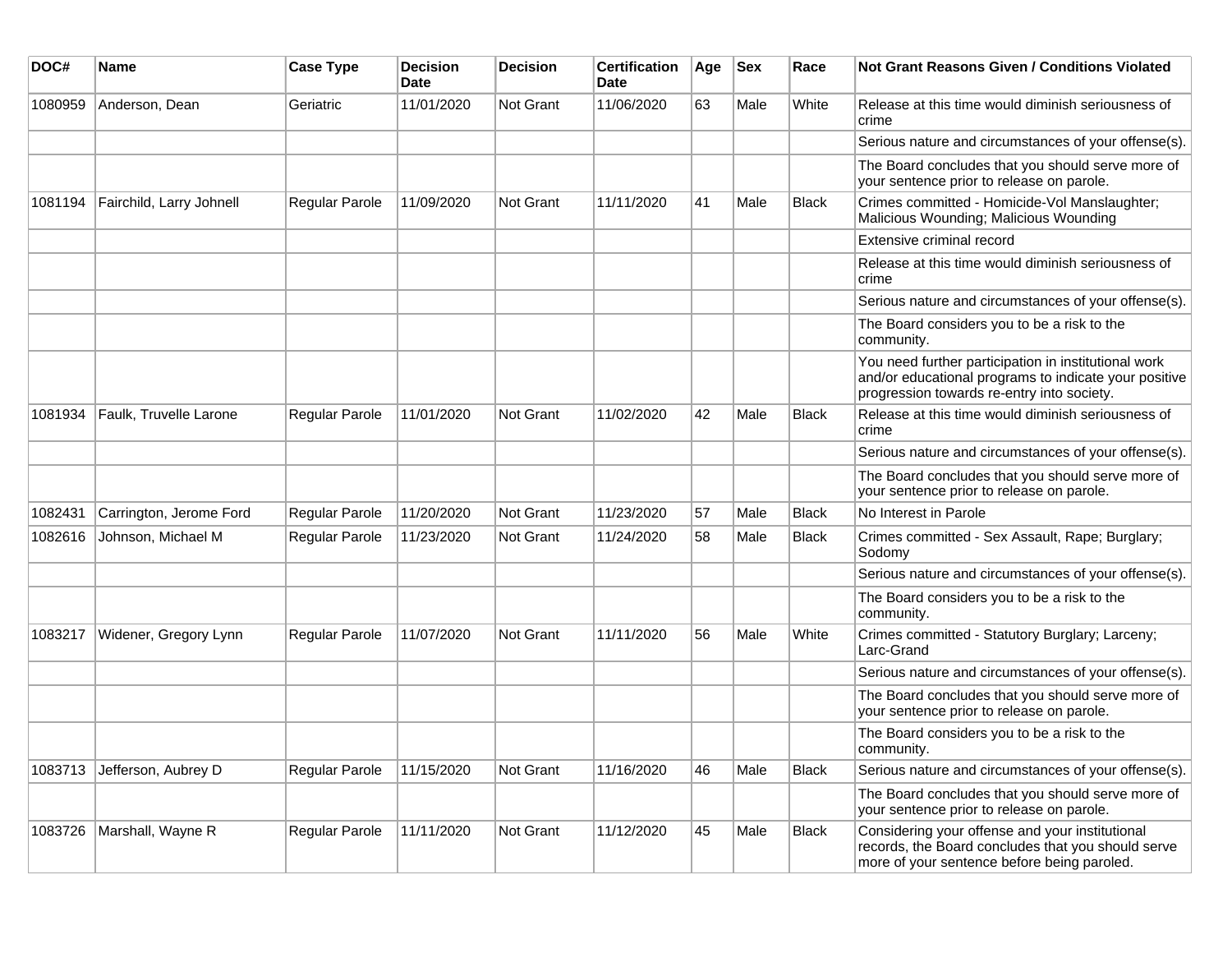| DOC# | Name | Case Type | Decision Date | Decision | Certification Date | Age | Sex | Race | Not Grant Reasons Given / Conditions Violated |
|---|---|---|---|---|---|---|---|---|---|
| 1080959 | Anderson, Dean | Geriatric | 11/01/2020 | Not Grant | 11/06/2020 | 63 | Male | White | Release at this time would diminish seriousness of crime |
| | | | | | | | | | Serious nature and circumstances of your offense(s). |
| | | | | | | | | | The Board concludes that you should serve more of your sentence prior to release on parole. |
| 1081194 | Fairchild, Larry Johnell | Regular Parole | 11/09/2020 | Not Grant | 11/11/2020 | 41 | Male | Black | Crimes committed - Homicide-Vol Manslaughter; Malicious Wounding; Malicious Wounding |
| | | | | | | | | | Extensive criminal record |
| | | | | | | | | | Release at this time would diminish seriousness of crime |
| | | | | | | | | | Serious nature and circumstances of your offense(s). |
| | | | | | | | | | The Board considers you to be a risk to the community. |
| | | | | | | | | | You need further participation in institutional work and/or educational programs to indicate your positive progression towards re-entry into society. |
| 1081934 | Faulk, Truvelle Larone | Regular Parole | 11/01/2020 | Not Grant | 11/02/2020 | 42 | Male | Black | Release at this time would diminish seriousness of crime |
| | | | | | | | | | Serious nature and circumstances of your offense(s). |
| | | | | | | | | | The Board concludes that you should serve more of your sentence prior to release on parole. |
| 1082431 | Carrington, Jerome Ford | Regular Parole | 11/20/2020 | Not Grant | 11/23/2020 | 57 | Male | Black | No Interest in Parole |
| 1082616 | Johnson, Michael M | Regular Parole | 11/23/2020 | Not Grant | 11/24/2020 | 58 | Male | Black | Crimes committed - Sex Assault, Rape; Burglary; Sodomy |
| | | | | | | | | | Serious nature and circumstances of your offense(s). |
| | | | | | | | | | The Board considers you to be a risk to the community. |
| 1083217 | Widener, Gregory Lynn | Regular Parole | 11/07/2020 | Not Grant | 11/11/2020 | 56 | Male | White | Crimes committed - Statutory Burglary; Larceny; Larc-Grand |
| | | | | | | | | | Serious nature and circumstances of your offense(s). |
| | | | | | | | | | The Board concludes that you should serve more of your sentence prior to release on parole. |
| | | | | | | | | | The Board considers you to be a risk to the community. |
| 1083713 | Jefferson, Aubrey D | Regular Parole | 11/15/2020 | Not Grant | 11/16/2020 | 46 | Male | Black | Serious nature and circumstances of your offense(s). |
| | | | | | | | | | The Board concludes that you should serve more of your sentence prior to release on parole. |
| 1083726 | Marshall, Wayne R | Regular Parole | 11/11/2020 | Not Grant | 11/12/2020 | 45 | Male | Black | Considering your offense and your institutional records, the Board concludes that you should serve more of your sentence before being paroled. |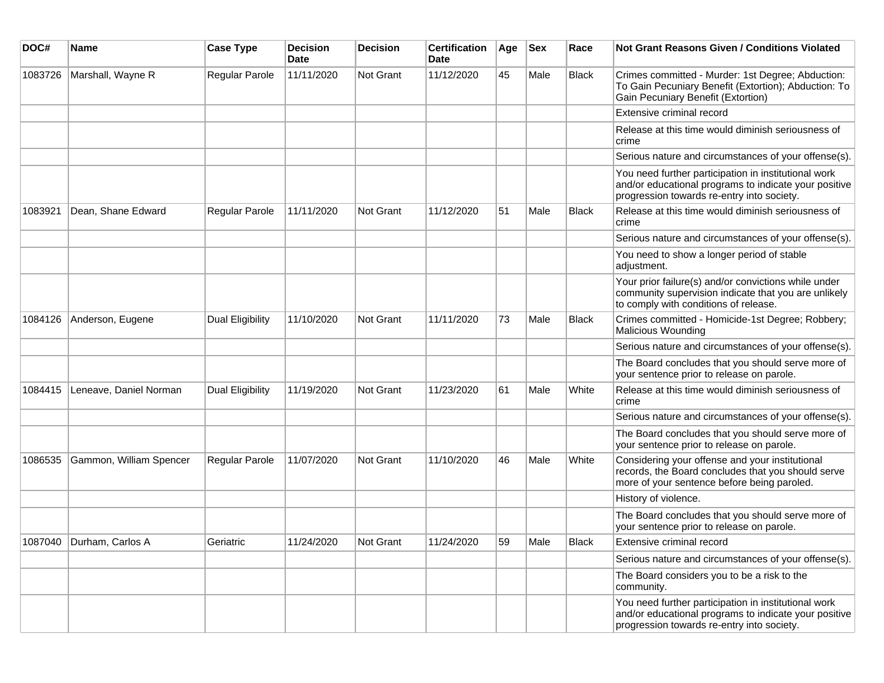| DOC# | Name | Case Type | Decision Date | Decision | Certification Date | Age | Sex | Race | Not Grant Reasons Given / Conditions Violated |
|---|---|---|---|---|---|---|---|---|---|
| 1083726 | Marshall, Wayne R | Regular Parole | 11/11/2020 | Not Grant | 11/12/2020 | 45 | Male | Black | Crimes committed - Murder: 1st Degree; Abduction: To Gain Pecuniary Benefit (Extortion); Abduction: To Gain Pecuniary Benefit (Extortion) |
| | | | | | | | | | Extensive criminal record |
| | | | | | | | | | Release at this time would diminish seriousness of crime |
| | | | | | | | | | Serious nature and circumstances of your offense(s). |
| | | | | | | | | | You need further participation in institutional work and/or educational programs to indicate your positive progression towards re-entry into society. |
| 1083921 | Dean, Shane Edward | Regular Parole | 11/11/2020 | Not Grant | 11/12/2020 | 51 | Male | Black | Release at this time would diminish seriousness of crime |
| | | | | | | | | | Serious nature and circumstances of your offense(s). |
| | | | | | | | | | You need to show a longer period of stable adjustment. |
| | | | | | | | | | Your prior failure(s) and/or convictions while under community supervision indicate that you are unlikely to comply with conditions of release. |
| 1084126 | Anderson, Eugene | Dual Eligibility | 11/10/2020 | Not Grant | 11/11/2020 | 73 | Male | Black | Crimes committed - Homicide-1st Degree; Robbery; Malicious Wounding |
| | | | | | | | | | Serious nature and circumstances of your offense(s). |
| | | | | | | | | | The Board concludes that you should serve more of your sentence prior to release on parole. |
| 1084415 | Leneave, Daniel Norman | Dual Eligibility | 11/19/2020 | Not Grant | 11/23/2020 | 61 | Male | White | Release at this time would diminish seriousness of crime |
| | | | | | | | | | Serious nature and circumstances of your offense(s). |
| | | | | | | | | | The Board concludes that you should serve more of your sentence prior to release on parole. |
| 1086535 | Gammon, William Spencer | Regular Parole | 11/07/2020 | Not Grant | 11/10/2020 | 46 | Male | White | Considering your offense and your institutional records, the Board concludes that you should serve more of your sentence before being paroled. |
| | | | | | | | | | History of violence. |
| | | | | | | | | | The Board concludes that you should serve more of your sentence prior to release on parole. |
| 1087040 | Durham, Carlos A | Geriatric | 11/24/2020 | Not Grant | 11/24/2020 | 59 | Male | Black | Extensive criminal record |
| | | | | | | | | | Serious nature and circumstances of your offense(s). |
| | | | | | | | | | The Board considers you to be a risk to the community. |
| | | | | | | | | | You need further participation in institutional work and/or educational programs to indicate your positive progression towards re-entry into society. |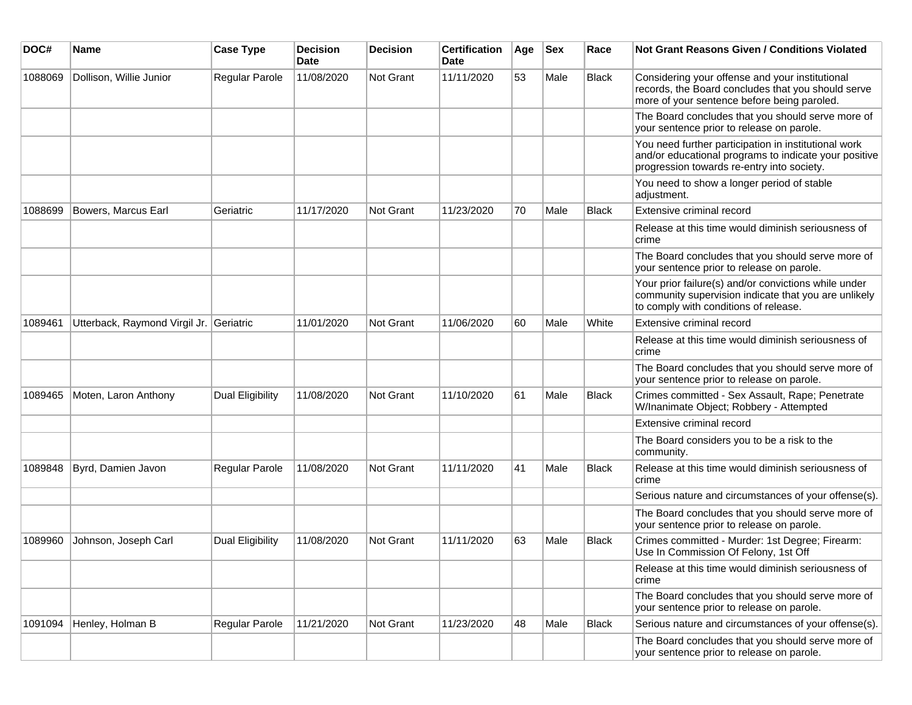| DOC# | Name | Case Type | Decision Date | Decision | Certification Date | Age | Sex | Race | Not Grant Reasons Given / Conditions Violated |
|---|---|---|---|---|---|---|---|---|---|
| 1088069 | Dollison, Willie Junior | Regular Parole | 11/08/2020 | Not Grant | 11/11/2020 | 53 | Male | Black | Considering your offense and your institutional records, the Board concludes that you should serve more of your sentence before being paroled. |
| | | | | | | | | | The Board concludes that you should serve more of your sentence prior to release on parole. |
| | | | | | | | | | You need further participation in institutional work and/or educational programs to indicate your positive progression towards re-entry into society. |
| | | | | | | | | | You need to show a longer period of stable adjustment. |
| 1088699 | Bowers, Marcus Earl | Geriatric | 11/17/2020 | Not Grant | 11/23/2020 | 70 | Male | Black | Extensive criminal record |
| | | | | | | | | | Release at this time would diminish seriousness of crime |
| | | | | | | | | | The Board concludes that you should serve more of your sentence prior to release on parole. |
| | | | | | | | | | Your prior failure(s) and/or convictions while under community supervision indicate that you are unlikely to comply with conditions of release. |
| 1089461 | Utterback, Raymond Virgil Jr. | Geriatric | 11/01/2020 | Not Grant | 11/06/2020 | 60 | Male | White | Extensive criminal record |
| | | | | | | | | | Release at this time would diminish seriousness of crime |
| | | | | | | | | | The Board concludes that you should serve more of your sentence prior to release on parole. |
| 1089465 | Moten, Laron Anthony | Dual Eligibility | 11/08/2020 | Not Grant | 11/10/2020 | 61 | Male | Black | Crimes committed - Sex Assault, Rape; Penetrate W/Inanimate Object; Robbery - Attempted |
| | | | | | | | | | Extensive criminal record |
| | | | | | | | | | The Board considers you to be a risk to the community. |
| 1089848 | Byrd, Damien Javon | Regular Parole | 11/08/2020 | Not Grant | 11/11/2020 | 41 | Male | Black | Release at this time would diminish seriousness of crime |
| | | | | | | | | | Serious nature and circumstances of your offense(s). |
| | | | | | | | | | The Board concludes that you should serve more of your sentence prior to release on parole. |
| 1089960 | Johnson, Joseph Carl | Dual Eligibility | 11/08/2020 | Not Grant | 11/11/2020 | 63 | Male | Black | Crimes committed - Murder: 1st Degree; Firearm: Use In Commission Of Felony, 1st Off |
| | | | | | | | | | Release at this time would diminish seriousness of crime |
| | | | | | | | | | The Board concludes that you should serve more of your sentence prior to release on parole. |
| 1091094 | Henley, Holman B | Regular Parole | 11/21/2020 | Not Grant | 11/23/2020 | 48 | Male | Black | Serious nature and circumstances of your offense(s). |
| | | | | | | | | | The Board concludes that you should serve more of your sentence prior to release on parole. |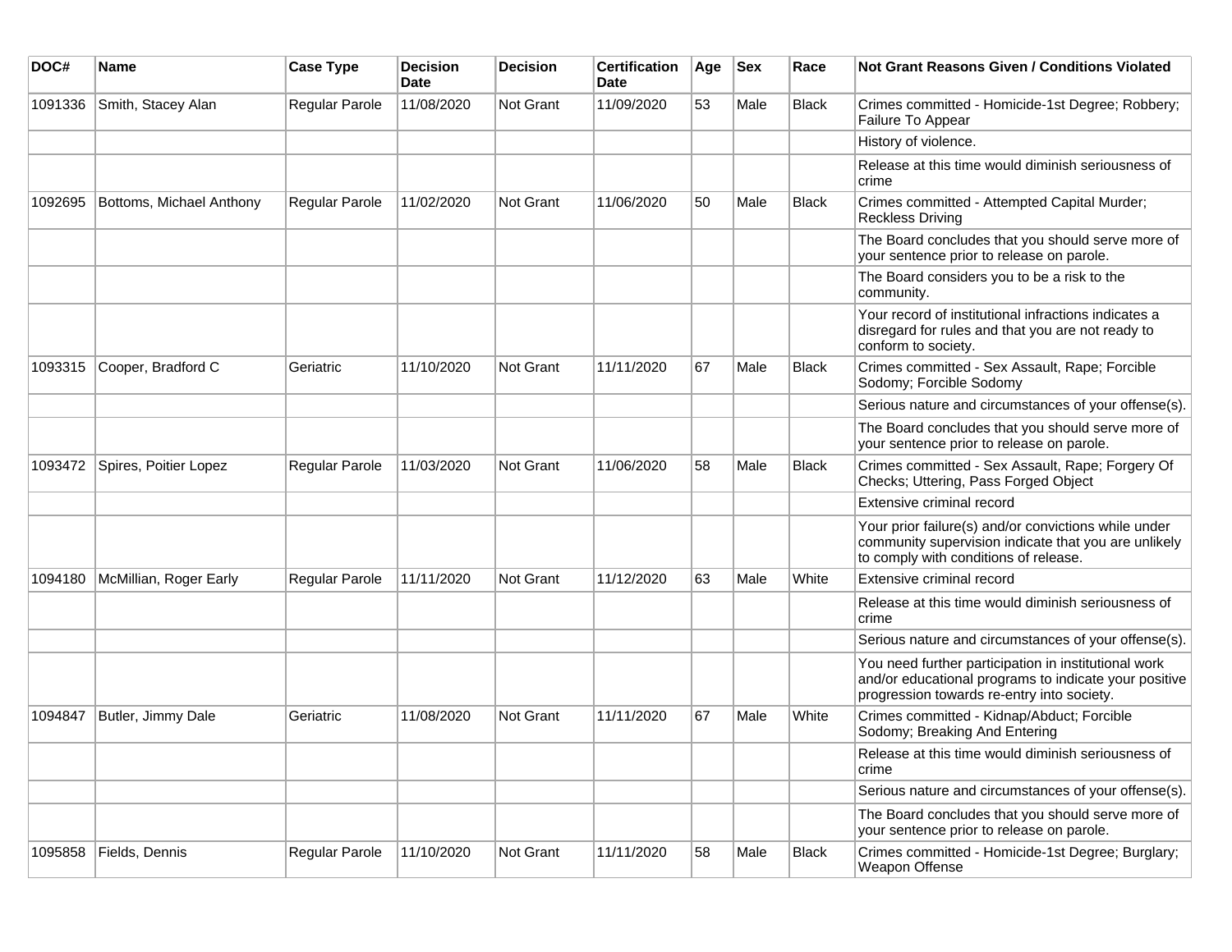| DOC# | Name | Case Type | Decision Date | Decision | Certification Date | Age | Sex | Race | Not Grant Reasons Given / Conditions Violated |
|---|---|---|---|---|---|---|---|---|---|
| 1091336 | Smith, Stacey Alan | Regular Parole | 11/08/2020 | Not Grant | 11/09/2020 | 53 | Male | Black | Crimes committed - Homicide-1st Degree; Robbery; Failure To Appear |
| | | | | | | | | | History of violence. |
| | | | | | | | | | Release at this time would diminish seriousness of crime |
| 1092695 | Bottoms, Michael Anthony | Regular Parole | 11/02/2020 | Not Grant | 11/06/2020 | 50 | Male | Black | Crimes committed - Attempted Capital Murder; Reckless Driving |
| | | | | | | | | | The Board concludes that you should serve more of your sentence prior to release on parole. |
| | | | | | | | | | The Board considers you to be a risk to the community. |
| | | | | | | | | | Your record of institutional infractions indicates a disregard for rules and that you are not ready to conform to society. |
| 1093315 | Cooper, Bradford C | Geriatric | 11/10/2020 | Not Grant | 11/11/2020 | 67 | Male | Black | Crimes committed - Sex Assault, Rape; Forcible Sodomy; Forcible Sodomy |
| | | | | | | | | | Serious nature and circumstances of your offense(s). |
| | | | | | | | | | The Board concludes that you should serve more of your sentence prior to release on parole. |
| 1093472 | Spires, Poitier Lopez | Regular Parole | 11/03/2020 | Not Grant | 11/06/2020 | 58 | Male | Black | Crimes committed - Sex Assault, Rape; Forgery Of Checks; Uttering, Pass Forged Object |
| | | | | | | | | | Extensive criminal record |
| | | | | | | | | | Your prior failure(s) and/or convictions while under community supervision indicate that you are unlikely to comply with conditions of release. |
| 1094180 | McMillian, Roger Early | Regular Parole | 11/11/2020 | Not Grant | 11/12/2020 | 63 | Male | White | Extensive criminal record |
| | | | | | | | | | Release at this time would diminish seriousness of crime |
| | | | | | | | | | Serious nature and circumstances of your offense(s). |
| | | | | | | | | | You need further participation in institutional work and/or educational programs to indicate your positive progression towards re-entry into society. |
| 1094847 | Butler, Jimmy Dale | Geriatric | 11/08/2020 | Not Grant | 11/11/2020 | 67 | Male | White | Crimes committed - Kidnap/Abduct; Forcible Sodomy; Breaking And Entering |
| | | | | | | | | | Release at this time would diminish seriousness of crime |
| | | | | | | | | | Serious nature and circumstances of your offense(s). |
| | | | | | | | | | The Board concludes that you should serve more of your sentence prior to release on parole. |
| 1095858 | Fields, Dennis | Regular Parole | 11/10/2020 | Not Grant | 11/11/2020 | 58 | Male | Black | Crimes committed - Homicide-1st Degree; Burglary; Weapon Offense |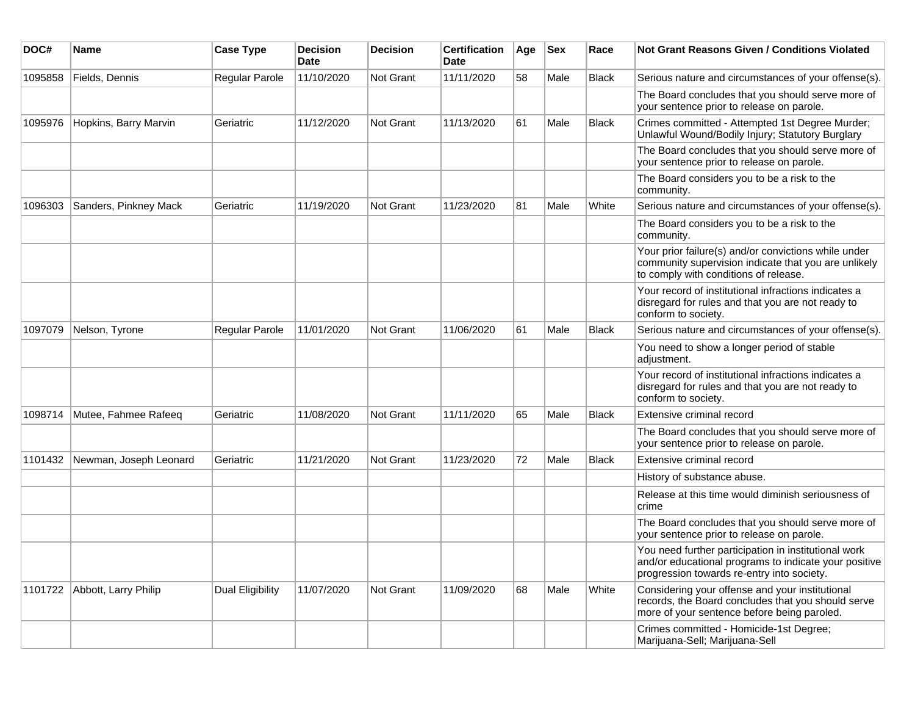| DOC# | Name | Case Type | Decision Date | Decision | Certification Date | Age | Sex | Race | Not Grant Reasons Given / Conditions Violated |
|---|---|---|---|---|---|---|---|---|---|
| 1095858 | Fields, Dennis | Regular Parole | 11/10/2020 | Not Grant | 11/11/2020 | 58 | Male | Black | Serious nature and circumstances of your offense(s). |
| | | | | | | | | | The Board concludes that you should serve more of your sentence prior to release on parole. |
| 1095976 | Hopkins, Barry Marvin | Geriatric | 11/12/2020 | Not Grant | 11/13/2020 | 61 | Male | Black | Crimes committed - Attempted 1st Degree Murder; Unlawful Wound/Bodily Injury; Statutory Burglary |
| | | | | | | | | | The Board concludes that you should serve more of your sentence prior to release on parole. |
| | | | | | | | | | The Board considers you to be a risk to the community. |
| 1096303 | Sanders, Pinkney Mack | Geriatric | 11/19/2020 | Not Grant | 11/23/2020 | 81 | Male | White | Serious nature and circumstances of your offense(s). |
| | | | | | | | | | The Board considers you to be a risk to the community. |
| | | | | | | | | | Your prior failure(s) and/or convictions while under community supervision indicate that you are unlikely to comply with conditions of release. |
| | | | | | | | | | Your record of institutional infractions indicates a disregard for rules and that you are not ready to conform to society. |
| 1097079 | Nelson, Tyrone | Regular Parole | 11/01/2020 | Not Grant | 11/06/2020 | 61 | Male | Black | Serious nature and circumstances of your offense(s). |
| | | | | | | | | | You need to show a longer period of stable adjustment. |
| | | | | | | | | | Your record of institutional infractions indicates a disregard for rules and that you are not ready to conform to society. |
| 1098714 | Mutee, Fahmee Rafeeq | Geriatric | 11/08/2020 | Not Grant | 11/11/2020 | 65 | Male | Black | Extensive criminal record |
| | | | | | | | | | The Board concludes that you should serve more of your sentence prior to release on parole. |
| 1101432 | Newman, Joseph Leonard | Geriatric | 11/21/2020 | Not Grant | 11/23/2020 | 72 | Male | Black | Extensive criminal record |
| | | | | | | | | | History of substance abuse. |
| | | | | | | | | | Release at this time would diminish seriousness of crime |
| | | | | | | | | | The Board concludes that you should serve more of your sentence prior to release on parole. |
| | | | | | | | | | You need further participation in institutional work and/or educational programs to indicate your positive progression towards re-entry into society. |
| 1101722 | Abbott, Larry Philip | Dual Eligibility | 11/07/2020 | Not Grant | 11/09/2020 | 68 | Male | White | Considering your offense and your institutional records, the Board concludes that you should serve more of your sentence before being paroled. |
| | | | | | | | | | Crimes committed - Homicide-1st Degree; Marijuana-Sell; Marijuana-Sell |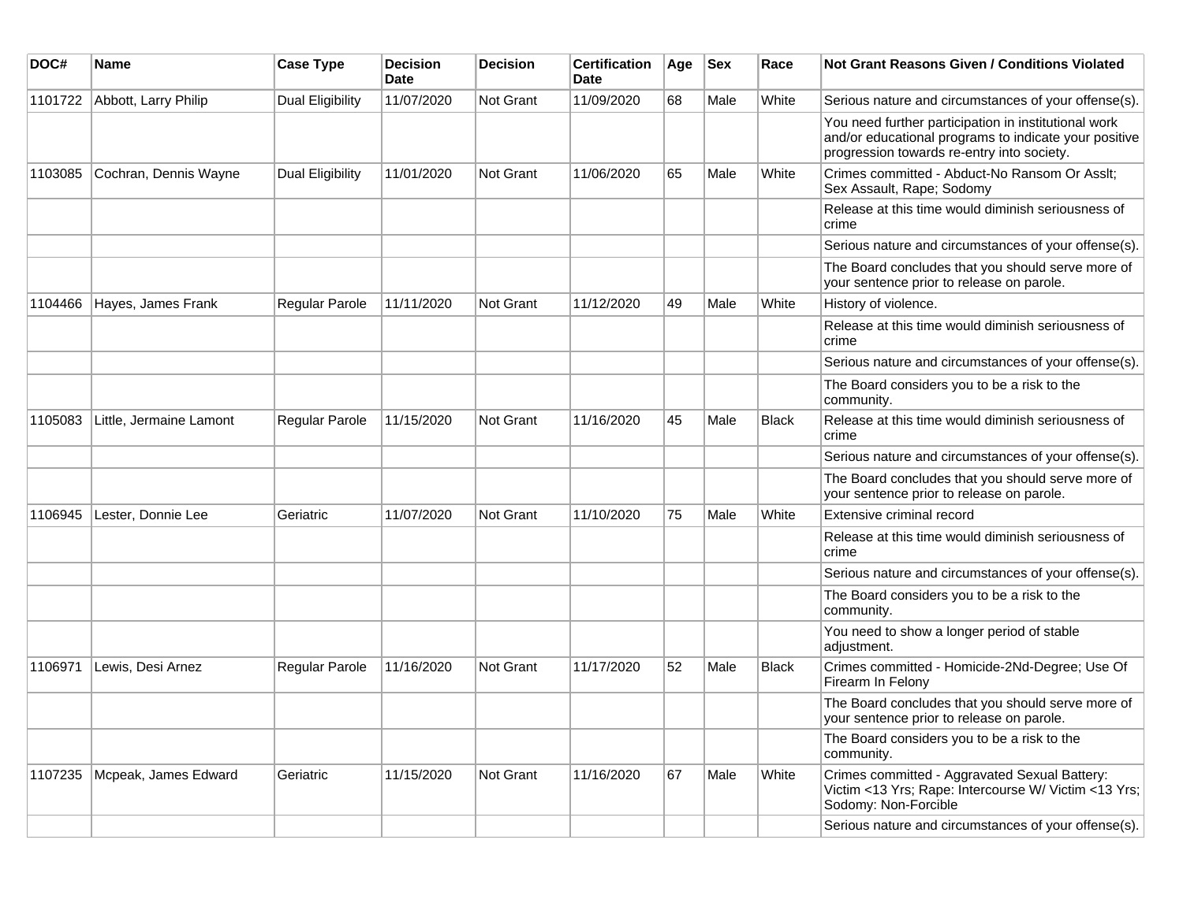| DOC# | Name | Case Type | Decision Date | Decision | Certification Date | Age | Sex | Race | Not Grant Reasons Given / Conditions Violated |
|---|---|---|---|---|---|---|---|---|---|
| 1101722 | Abbott, Larry Philip | Dual Eligibility | 11/07/2020 | Not Grant | 11/09/2020 | 68 | Male | White | Serious nature and circumstances of your offense(s). |
| | | | | | | | | | You need further participation in institutional work and/or educational programs to indicate your positive progression towards re-entry into society. |
| 1103085 | Cochran, Dennis Wayne | Dual Eligibility | 11/01/2020 | Not Grant | 11/06/2020 | 65 | Male | White | Crimes committed - Abduct-No Ransom Or Asslt; Sex Assault, Rape; Sodomy |
| | | | | | | | | | Release at this time would diminish seriousness of crime |
| | | | | | | | | | Serious nature and circumstances of your offense(s). |
| | | | | | | | | | The Board concludes that you should serve more of your sentence prior to release on parole. |
| 1104466 | Hayes, James Frank | Regular Parole | 11/11/2020 | Not Grant | 11/12/2020 | 49 | Male | White | History of violence. |
| | | | | | | | | | Release at this time would diminish seriousness of crime |
| | | | | | | | | | Serious nature and circumstances of your offense(s). |
| | | | | | | | | | The Board considers you to be a risk to the community. |
| 1105083 | Little, Jermaine Lamont | Regular Parole | 11/15/2020 | Not Grant | 11/16/2020 | 45 | Male | Black | Release at this time would diminish seriousness of crime |
| | | | | | | | | | Serious nature and circumstances of your offense(s). |
| | | | | | | | | | The Board concludes that you should serve more of your sentence prior to release on parole. |
| 1106945 | Lester, Donnie Lee | Geriatric | 11/07/2020 | Not Grant | 11/10/2020 | 75 | Male | White | Extensive criminal record |
| | | | | | | | | | Release at this time would diminish seriousness of crime |
| | | | | | | | | | Serious nature and circumstances of your offense(s). |
| | | | | | | | | | The Board considers you to be a risk to the community. |
| | | | | | | | | | You need to show a longer period of stable adjustment. |
| 1106971 | Lewis, Desi Arnez | Regular Parole | 11/16/2020 | Not Grant | 11/17/2020 | 52 | Male | Black | Crimes committed - Homicide-2Nd-Degree; Use Of Firearm In Felony |
| | | | | | | | | | The Board concludes that you should serve more of your sentence prior to release on parole. |
| | | | | | | | | | The Board considers you to be a risk to the community. |
| 1107235 | Mcpeak, James Edward | Geriatric | 11/15/2020 | Not Grant | 11/16/2020 | 67 | Male | White | Crimes committed - Aggravated Sexual Battery: Victim <13 Yrs; Rape: Intercourse W/ Victim <13 Yrs; Sodomy: Non-Forcible |
| | | | | | | | | | Serious nature and circumstances of your offense(s). |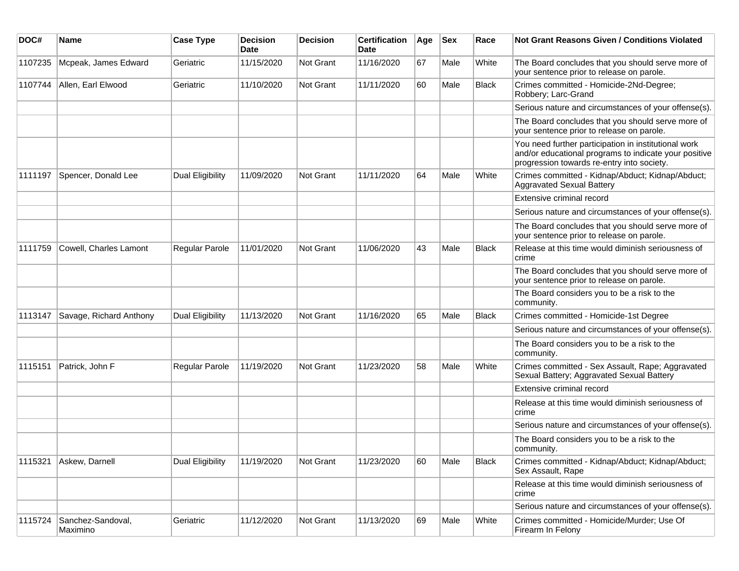| DOC# | Name | Case Type | Decision Date | Decision | Certification Date | Age | Sex | Race | Not Grant Reasons Given / Conditions Violated |
|---|---|---|---|---|---|---|---|---|---|
| 1107235 | Mcpeak, James Edward | Geriatric | 11/15/2020 | Not Grant | 11/16/2020 | 67 | Male | White | The Board concludes that you should serve more of your sentence prior to release on parole. |
| 1107744 | Allen, Earl Elwood | Geriatric | 11/10/2020 | Not Grant | 11/11/2020 | 60 | Male | Black | Crimes committed - Homicide-2Nd-Degree; Robbery; Larc-Grand |
| | | | | | | | | | Serious nature and circumstances of your offense(s). |
| | | | | | | | | | The Board concludes that you should serve more of your sentence prior to release on parole. |
| | | | | | | | | | You need further participation in institutional work and/or educational programs to indicate your positive progression towards re-entry into society. |
| 1111197 | Spencer, Donald Lee | Dual Eligibility | 11/09/2020 | Not Grant | 11/11/2020 | 64 | Male | White | Crimes committed - Kidnap/Abduct; Kidnap/Abduct; Aggravated Sexual Battery |
| | | | | | | | | | Extensive criminal record |
| | | | | | | | | | Serious nature and circumstances of your offense(s). |
| | | | | | | | | | The Board concludes that you should serve more of your sentence prior to release on parole. |
| 1111759 | Cowell, Charles Lamont | Regular Parole | 11/01/2020 | Not Grant | 11/06/2020 | 43 | Male | Black | Release at this time would diminish seriousness of crime |
| | | | | | | | | | The Board concludes that you should serve more of your sentence prior to release on parole. |
| | | | | | | | | | The Board considers you to be a risk to the community. |
| 1113147 | Savage, Richard Anthony | Dual Eligibility | 11/13/2020 | Not Grant | 11/16/2020 | 65 | Male | Black | Crimes committed - Homicide-1st Degree |
| | | | | | | | | | Serious nature and circumstances of your offense(s). |
| | | | | | | | | | The Board considers you to be a risk to the community. |
| 1115151 | Patrick, John F | Regular Parole | 11/19/2020 | Not Grant | 11/23/2020 | 58 | Male | White | Crimes committed - Sex Assault, Rape; Aggravated Sexual Battery; Aggravated Sexual Battery |
| | | | | | | | | | Extensive criminal record |
| | | | | | | | | | Release at this time would diminish seriousness of crime |
| | | | | | | | | | Serious nature and circumstances of your offense(s). |
| | | | | | | | | | The Board considers you to be a risk to the community. |
| 1115321 | Askew, Darnell | Dual Eligibility | 11/19/2020 | Not Grant | 11/23/2020 | 60 | Male | Black | Crimes committed - Kidnap/Abduct; Kidnap/Abduct; Sex Assault, Rape |
| | | | | | | | | | Release at this time would diminish seriousness of crime |
| | | | | | | | | | Serious nature and circumstances of your offense(s). |
| 1115724 | Sanchez-Sandoval, Maximino | Geriatric | 11/12/2020 | Not Grant | 11/13/2020 | 69 | Male | White | Crimes committed - Homicide/Murder; Use Of Firearm In Felony |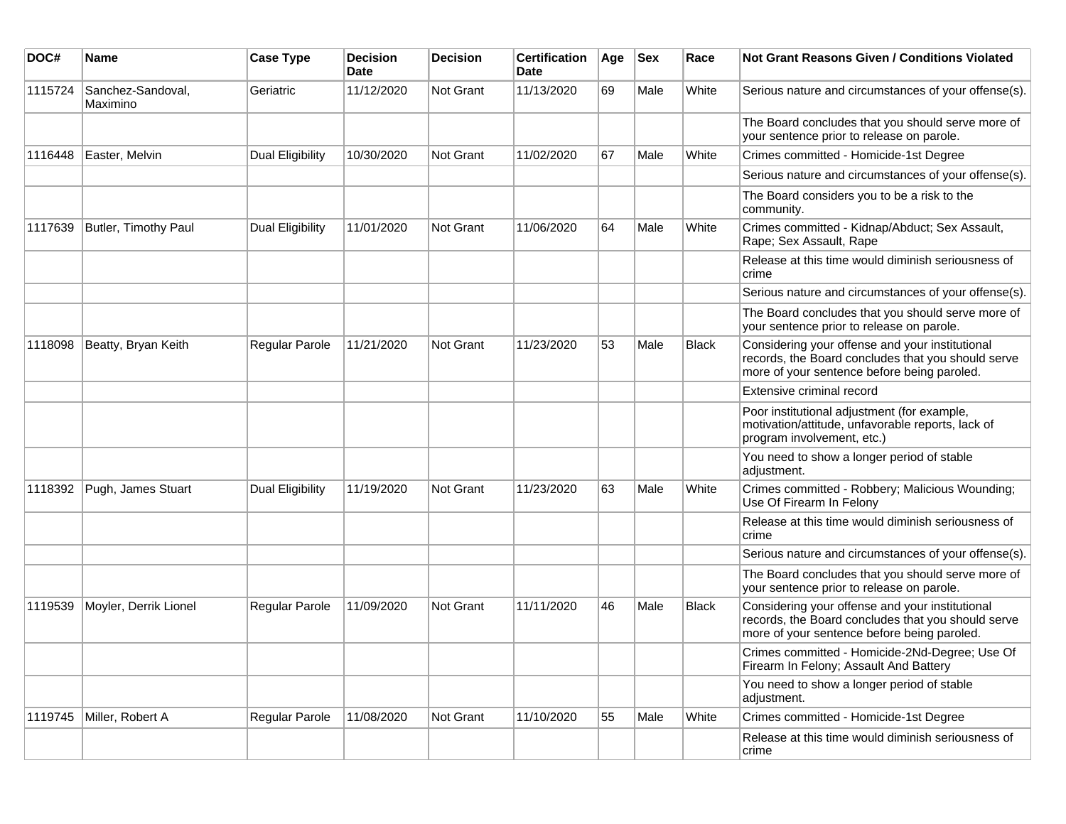| DOC# | Name | Case Type | Decision Date | Decision | Certification Date | Age | Sex | Race | Not Grant Reasons Given / Conditions Violated |
|---|---|---|---|---|---|---|---|---|---|
| 1115724 | Sanchez-Sandoval, Maximino | Geriatric | 11/12/2020 | Not Grant | 11/13/2020 | 69 | Male | White | Serious nature and circumstances of your offense(s). |
| | | | | | | | | | The Board concludes that you should serve more of your sentence prior to release on parole. |
| 1116448 | Easter, Melvin | Dual Eligibility | 10/30/2020 | Not Grant | 11/02/2020 | 67 | Male | White | Crimes committed - Homicide-1st Degree |
| | | | | | | | | | Serious nature and circumstances of your offense(s). |
| | | | | | | | | | The Board considers you to be a risk to the community. |
| 1117639 | Butler, Timothy Paul | Dual Eligibility | 11/01/2020 | Not Grant | 11/06/2020 | 64 | Male | White | Crimes committed - Kidnap/Abduct; Sex Assault, Rape; Sex Assault, Rape |
| | | | | | | | | | Release at this time would diminish seriousness of crime |
| | | | | | | | | | Serious nature and circumstances of your offense(s). |
| | | | | | | | | | The Board concludes that you should serve more of your sentence prior to release on parole. |
| 1118098 | Beatty, Bryan Keith | Regular Parole | 11/21/2020 | Not Grant | 11/23/2020 | 53 | Male | Black | Considering your offense and your institutional records, the Board concludes that you should serve more of your sentence before being paroled. |
| | | | | | | | | | Extensive criminal record |
| | | | | | | | | | Poor institutional adjustment (for example, motivation/attitude, unfavorable reports, lack of program involvement, etc.) |
| | | | | | | | | | You need to show a longer period of stable adjustment. |
| 1118392 | Pugh, James Stuart | Dual Eligibility | 11/19/2020 | Not Grant | 11/23/2020 | 63 | Male | White | Crimes committed - Robbery; Malicious Wounding; Use Of Firearm In Felony |
| | | | | | | | | | Release at this time would diminish seriousness of crime |
| | | | | | | | | | Serious nature and circumstances of your offense(s). |
| | | | | | | | | | The Board concludes that you should serve more of your sentence prior to release on parole. |
| 1119539 | Moyler, Derrik Lionel | Regular Parole | 11/09/2020 | Not Grant | 11/11/2020 | 46 | Male | Black | Considering your offense and your institutional records, the Board concludes that you should serve more of your sentence before being paroled. |
| | | | | | | | | | Crimes committed - Homicide-2Nd-Degree; Use Of Firearm In Felony; Assault And Battery |
| | | | | | | | | | You need to show a longer period of stable adjustment. |
| 1119745 | Miller, Robert A | Regular Parole | 11/08/2020 | Not Grant | 11/10/2020 | 55 | Male | White | Crimes committed - Homicide-1st Degree |
| | | | | | | | | | Release at this time would diminish seriousness of crime |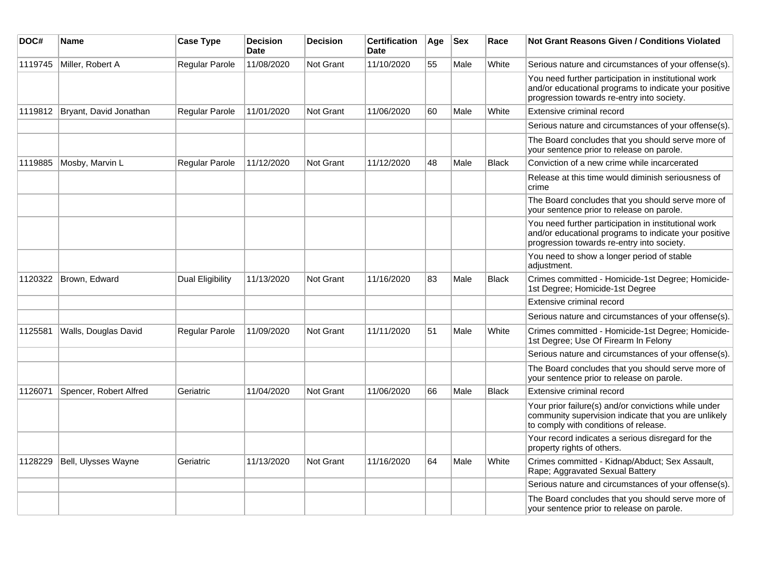| DOC# | Name | Case Type | Decision Date | Decision | Certification Date | Age | Sex | Race | Not Grant Reasons Given / Conditions Violated |
|---|---|---|---|---|---|---|---|---|---|
| 1119745 | Miller, Robert A | Regular Parole | 11/08/2020 | Not Grant | 11/10/2020 | 55 | Male | White | Serious nature and circumstances of your offense(s). |
| | | | | | | | | | You need further participation in institutional work and/or educational programs to indicate your positive progression towards re-entry into society. |
| 1119812 | Bryant, David Jonathan | Regular Parole | 11/01/2020 | Not Grant | 11/06/2020 | 60 | Male | White | Extensive criminal record |
| | | | | | | | | | Serious nature and circumstances of your offense(s). |
| | | | | | | | | | The Board concludes that you should serve more of your sentence prior to release on parole. |
| 1119885 | Mosby, Marvin L | Regular Parole | 11/12/2020 | Not Grant | 11/12/2020 | 48 | Male | Black | Conviction of a new crime while incarcerated |
| | | | | | | | | | Release at this time would diminish seriousness of crime |
| | | | | | | | | | The Board concludes that you should serve more of your sentence prior to release on parole. |
| | | | | | | | | | You need further participation in institutional work and/or educational programs to indicate your positive progression towards re-entry into society. |
| | | | | | | | | | You need to show a longer period of stable adjustment. |
| 1120322 | Brown, Edward | Dual Eligibility | 11/13/2020 | Not Grant | 11/16/2020 | 83 | Male | Black | Crimes committed - Homicide-1st Degree; Homicide-1st Degree; Homicide-1st Degree |
| | | | | | | | | | Extensive criminal record |
| | | | | | | | | | Serious nature and circumstances of your offense(s). |
| 1125581 | Walls, Douglas David | Regular Parole | 11/09/2020 | Not Grant | 11/11/2020 | 51 | Male | White | Crimes committed - Homicide-1st Degree; Homicide-1st Degree; Use Of Firearm In Felony |
| | | | | | | | | | Serious nature and circumstances of your offense(s). |
| | | | | | | | | | The Board concludes that you should serve more of your sentence prior to release on parole. |
| 1126071 | Spencer, Robert Alfred | Geriatric | 11/04/2020 | Not Grant | 11/06/2020 | 66 | Male | Black | Extensive criminal record |
| | | | | | | | | | Your prior failure(s) and/or convictions while under community supervision indicate that you are unlikely to comply with conditions of release. |
| | | | | | | | | | Your record indicates a serious disregard for the property rights of others. |
| 1128229 | Bell, Ulysses Wayne | Geriatric | 11/13/2020 | Not Grant | 11/16/2020 | 64 | Male | White | Crimes committed - Kidnap/Abduct; Sex Assault, Rape; Aggravated Sexual Battery |
| | | | | | | | | | Serious nature and circumstances of your offense(s). |
| | | | | | | | | | The Board concludes that you should serve more of your sentence prior to release on parole. |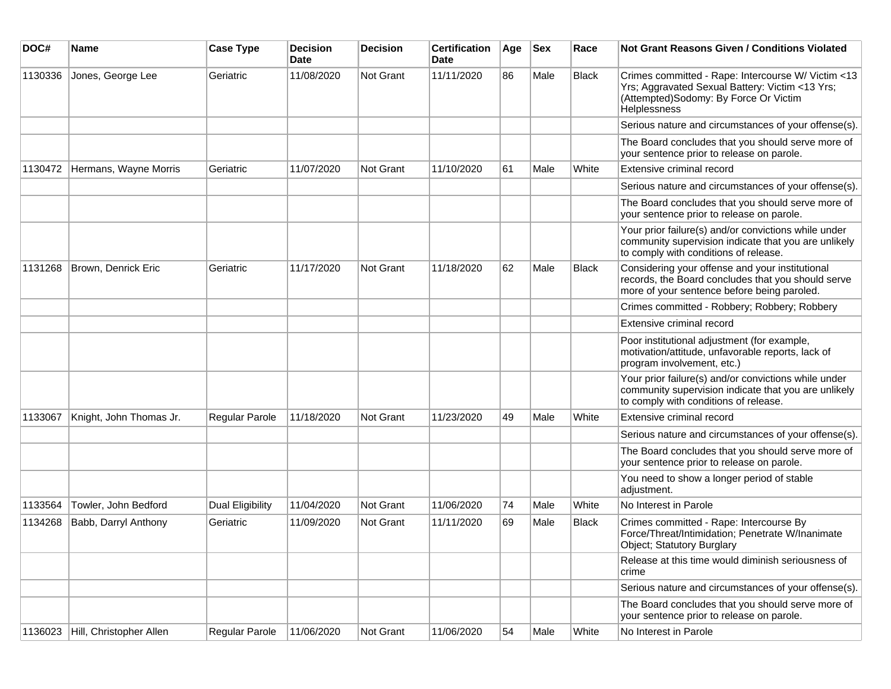| DOC# | Name | Case Type | Decision Date | Decision | Certification Date | Age | Sex | Race | Not Grant Reasons Given / Conditions Violated |
|---|---|---|---|---|---|---|---|---|---|
| 1130336 | Jones, George Lee | Geriatric | 11/08/2020 | Not Grant | 11/11/2020 | 86 | Male | Black | Crimes committed - Rape: Intercourse W/ Victim <13 Yrs; Aggravated Sexual Battery: Victim <13 Yrs; (Attempted)Sodomy: By Force Or Victim Helplessness |
| | | | | | | | | | Serious nature and circumstances of your offense(s). |
| | | | | | | | | | The Board concludes that you should serve more of your sentence prior to release on parole. |
| 1130472 | Hermans, Wayne Morris | Geriatric | 11/07/2020 | Not Grant | 11/10/2020 | 61 | Male | White | Extensive criminal record |
| | | | | | | | | | Serious nature and circumstances of your offense(s). |
| | | | | | | | | | The Board concludes that you should serve more of your sentence prior to release on parole. |
| | | | | | | | | | Your prior failure(s) and/or convictions while under community supervision indicate that you are unlikely to comply with conditions of release. |
| 1131268 | Brown, Denrick Eric | Geriatric | 11/17/2020 | Not Grant | 11/18/2020 | 62 | Male | Black | Considering your offense and your institutional records, the Board concludes that you should serve more of your sentence before being paroled. |
| | | | | | | | | | Crimes committed - Robbery; Robbery; Robbery |
| | | | | | | | | | Extensive criminal record |
| | | | | | | | | | Poor institutional adjustment (for example, motivation/attitude, unfavorable reports, lack of program involvement, etc.) |
| | | | | | | | | | Your prior failure(s) and/or convictions while under community supervision indicate that you are unlikely to comply with conditions of release. |
| 1133067 | Knight, John Thomas Jr. | Regular Parole | 11/18/2020 | Not Grant | 11/23/2020 | 49 | Male | White | Extensive criminal record |
| | | | | | | | | | Serious nature and circumstances of your offense(s). |
| | | | | | | | | | The Board concludes that you should serve more of your sentence prior to release on parole. |
| | | | | | | | | | You need to show a longer period of stable adjustment. |
| 1133564 | Towler, John Bedford | Dual Eligibility | 11/04/2020 | Not Grant | 11/06/2020 | 74 | Male | White | No Interest in Parole |
| 1134268 | Babb, Darryl Anthony | Geriatric | 11/09/2020 | Not Grant | 11/11/2020 | 69 | Male | Black | Crimes committed - Rape: Intercourse By Force/Threat/Intimidation; Penetrate W/Inanimate Object; Statutory Burglary |
| | | | | | | | | | Release at this time would diminish seriousness of crime |
| | | | | | | | | | Serious nature and circumstances of your offense(s). |
| | | | | | | | | | The Board concludes that you should serve more of your sentence prior to release on parole. |
| 1136023 | Hill, Christopher Allen | Regular Parole | 11/06/2020 | Not Grant | 11/06/2020 | 54 | Male | White | No Interest in Parole |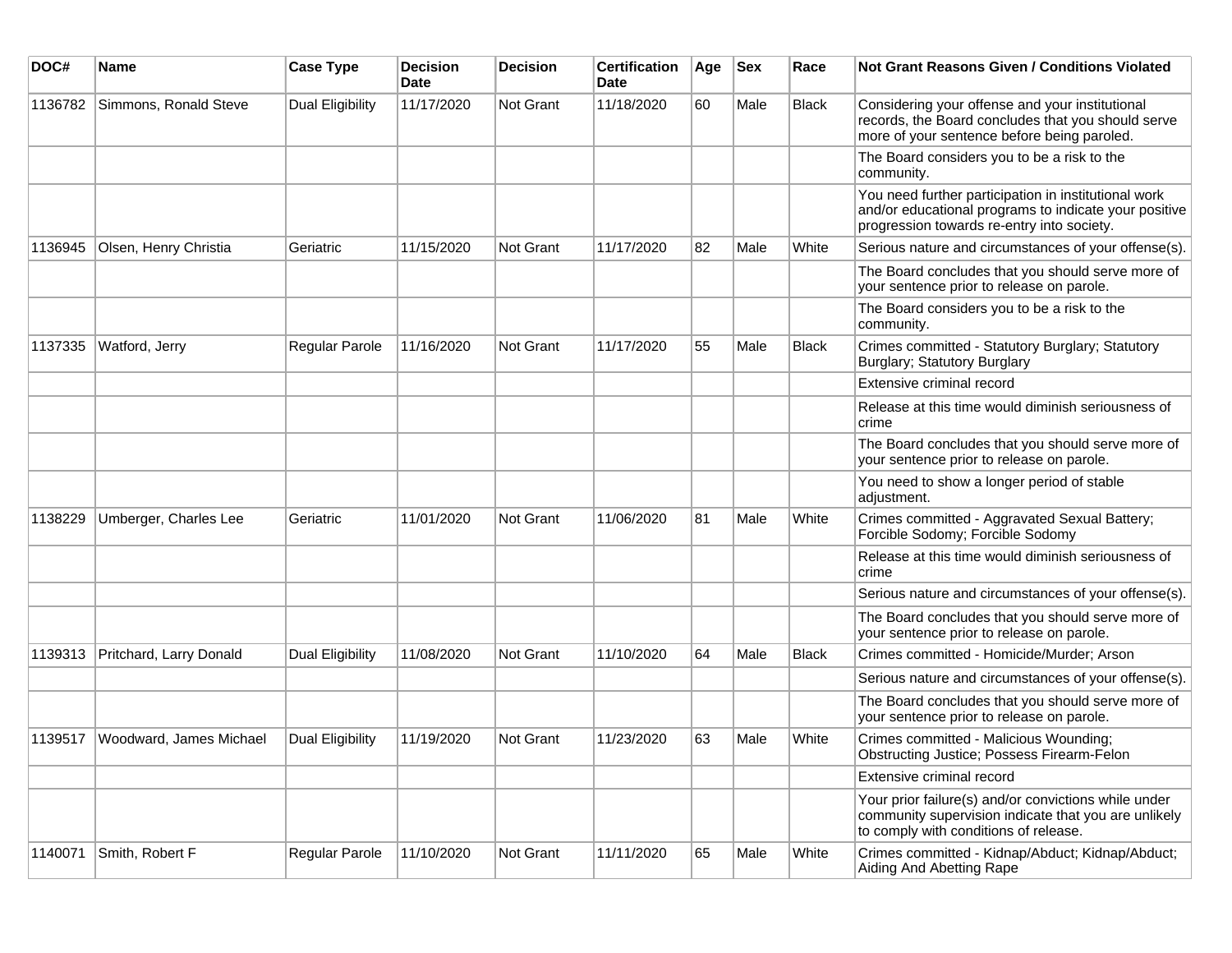| DOC# | Name | Case Type | Decision Date | Decision | Certification Date | Age | Sex | Race | Not Grant Reasons Given / Conditions Violated |
|---|---|---|---|---|---|---|---|---|---|
| 1136782 | Simmons, Ronald Steve | Dual Eligibility | 11/17/2020 | Not Grant | 11/18/2020 | 60 | Male | Black | Considering your offense and your institutional records, the Board concludes that you should serve more of your sentence before being paroled. |
| | | | | | | | | | The Board considers you to be a risk to the community. |
| | | | | | | | | | You need further participation in institutional work and/or educational programs to indicate your positive progression towards re-entry into society. |
| 1136945 | Olsen, Henry Christia | Geriatric | 11/15/2020 | Not Grant | 11/17/2020 | 82 | Male | White | Serious nature and circumstances of your offense(s). |
| | | | | | | | | | The Board concludes that you should serve more of your sentence prior to release on parole. |
| | | | | | | | | | The Board considers you to be a risk to the community. |
| 1137335 | Watford, Jerry | Regular Parole | 11/16/2020 | Not Grant | 11/17/2020 | 55 | Male | Black | Crimes committed - Statutory Burglary; Statutory Burglary; Statutory Burglary |
| | | | | | | | | | Extensive criminal record |
| | | | | | | | | | Release at this time would diminish seriousness of crime |
| | | | | | | | | | The Board concludes that you should serve more of your sentence prior to release on parole. |
| | | | | | | | | | You need to show a longer period of stable adjustment. |
| 1138229 | Umberger, Charles Lee | Geriatric | 11/01/2020 | Not Grant | 11/06/2020 | 81 | Male | White | Crimes committed - Aggravated Sexual Battery; Forcible Sodomy; Forcible Sodomy |
| | | | | | | | | | Release at this time would diminish seriousness of crime |
| | | | | | | | | | Serious nature and circumstances of your offense(s). |
| | | | | | | | | | The Board concludes that you should serve more of your sentence prior to release on parole. |
| 1139313 | Pritchard, Larry Donald | Dual Eligibility | 11/08/2020 | Not Grant | 11/10/2020 | 64 | Male | Black | Crimes committed - Homicide/Murder; Arson |
| | | | | | | | | | Serious nature and circumstances of your offense(s). |
| | | | | | | | | | The Board concludes that you should serve more of your sentence prior to release on parole. |
| 1139517 | Woodward, James Michael | Dual Eligibility | 11/19/2020 | Not Grant | 11/23/2020 | 63 | Male | White | Crimes committed - Malicious Wounding; Obstructing Justice; Possess Firearm-Felon |
| | | | | | | | | | Extensive criminal record |
| | | | | | | | | | Your prior failure(s) and/or convictions while under community supervision indicate that you are unlikely to comply with conditions of release. |
| 1140071 | Smith, Robert F | Regular Parole | 11/10/2020 | Not Grant | 11/11/2020 | 65 | Male | White | Crimes committed - Kidnap/Abduct; Kidnap/Abduct; Aiding And Abetting Rape |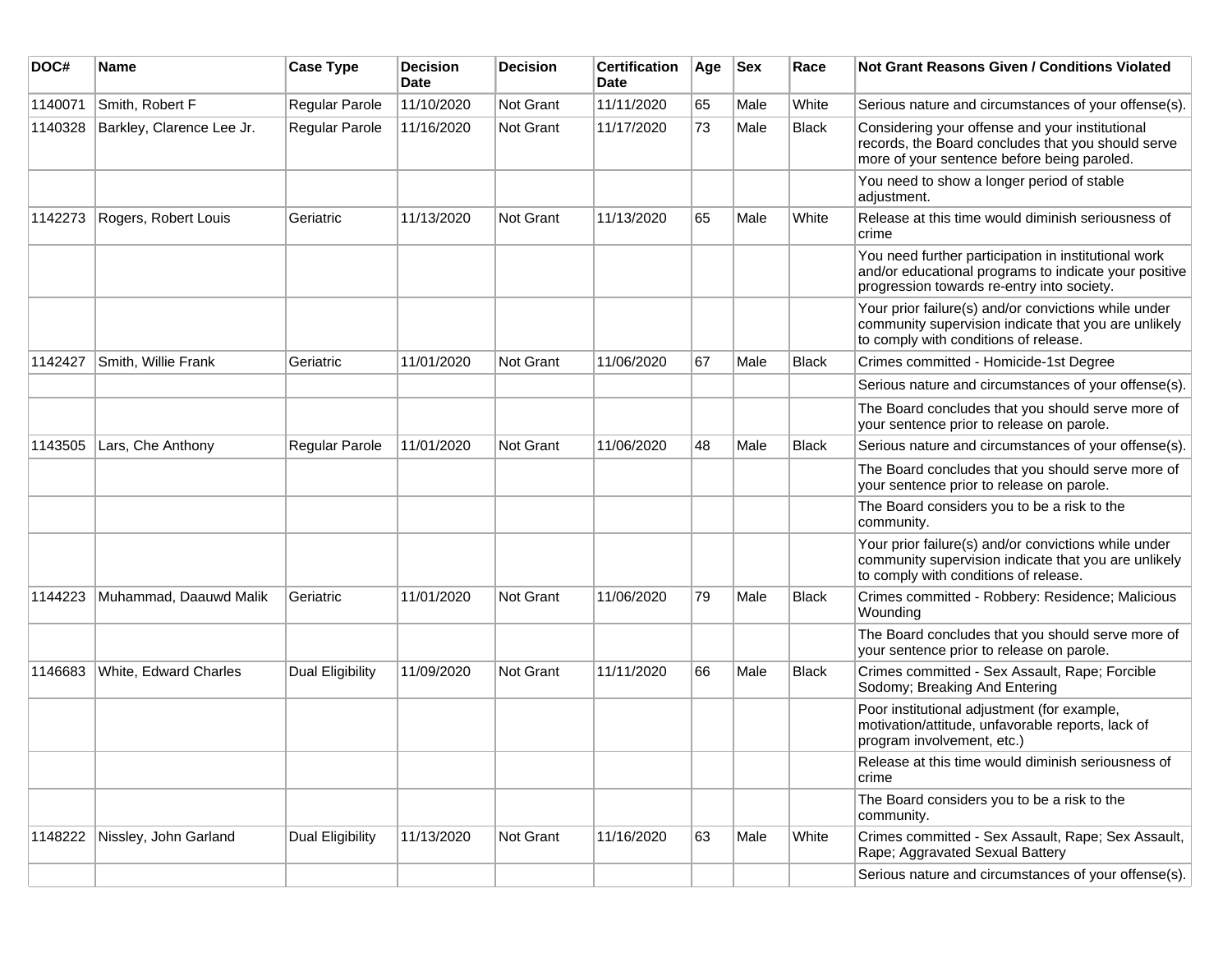| DOC# | Name | Case Type | Decision Date | Decision | Certification Date | Age | Sex | Race | Not Grant Reasons Given / Conditions Violated |
|---|---|---|---|---|---|---|---|---|---|
| 1140071 | Smith, Robert F | Regular Parole | 11/10/2020 | Not Grant | 11/11/2020 | 65 | Male | White | Serious nature and circumstances of your offense(s). |
| 1140328 | Barkley, Clarence Lee Jr. | Regular Parole | 11/16/2020 | Not Grant | 11/17/2020 | 73 | Male | Black | Considering your offense and your institutional records, the Board concludes that you should serve more of your sentence before being paroled. |
| | | | | | | | | | You need to show a longer period of stable adjustment. |
| 1142273 | Rogers, Robert Louis | Geriatric | 11/13/2020 | Not Grant | 11/13/2020 | 65 | Male | White | Release at this time would diminish seriousness of crime |
| | | | | | | | | | You need further participation in institutional work and/or educational programs to indicate your positive progression towards re-entry into society. |
| | | | | | | | | | Your prior failure(s) and/or convictions while under community supervision indicate that you are unlikely to comply with conditions of release. |
| 1142427 | Smith, Willie Frank | Geriatric | 11/01/2020 | Not Grant | 11/06/2020 | 67 | Male | Black | Crimes committed - Homicide-1st Degree |
| | | | | | | | | | Serious nature and circumstances of your offense(s). |
| | | | | | | | | | The Board concludes that you should serve more of your sentence prior to release on parole. |
| 1143505 | Lars, Che Anthony | Regular Parole | 11/01/2020 | Not Grant | 11/06/2020 | 48 | Male | Black | Serious nature and circumstances of your offense(s). |
| | | | | | | | | | The Board concludes that you should serve more of your sentence prior to release on parole. |
| | | | | | | | | | The Board considers you to be a risk to the community. |
| | | | | | | | | | Your prior failure(s) and/or convictions while under community supervision indicate that you are unlikely to comply with conditions of release. |
| 1144223 | Muhammad, Daauwd Malik | Geriatric | 11/01/2020 | Not Grant | 11/06/2020 | 79 | Male | Black | Crimes committed - Robbery: Residence; Malicious Wounding |
| | | | | | | | | | The Board concludes that you should serve more of your sentence prior to release on parole. |
| 1146683 | White, Edward Charles | Dual Eligibility | 11/09/2020 | Not Grant | 11/11/2020 | 66 | Male | Black | Crimes committed - Sex Assault, Rape; Forcible Sodomy; Breaking And Entering |
| | | | | | | | | | Poor institutional adjustment (for example, motivation/attitude, unfavorable reports, lack of program involvement, etc.) |
| | | | | | | | | | Release at this time would diminish seriousness of crime |
| | | | | | | | | | The Board considers you to be a risk to the community. |
| 1148222 | Nissley, John Garland | Dual Eligibility | 11/13/2020 | Not Grant | 11/16/2020 | 63 | Male | White | Crimes committed - Sex Assault, Rape; Sex Assault, Rape; Aggravated Sexual Battery |
| | | | | | | | | | Serious nature and circumstances of your offense(s). |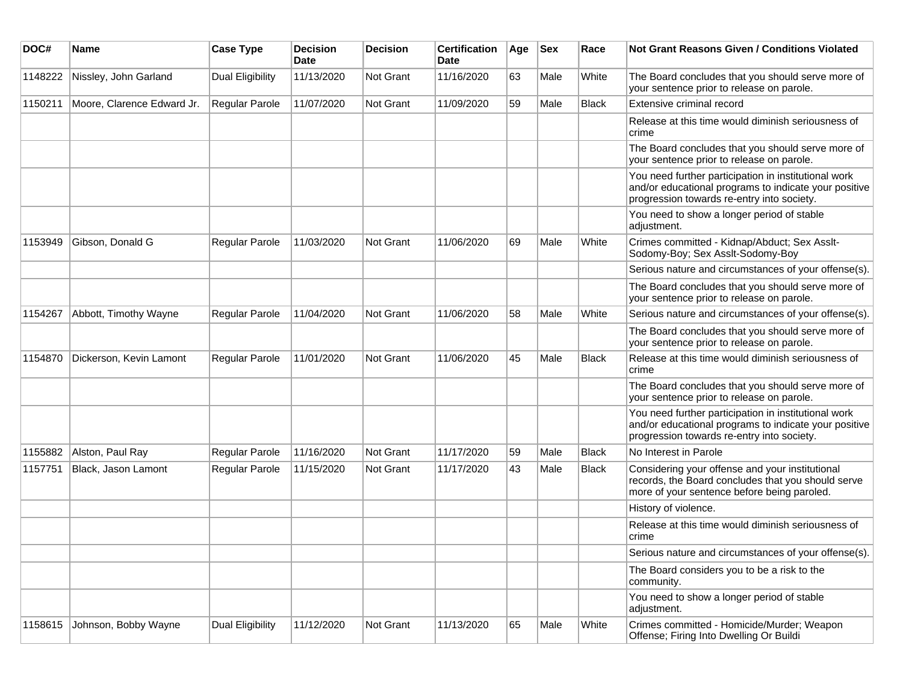| DOC# | Name | Case Type | Decision Date | Decision | Certification Date | Age | Sex | Race | Not Grant Reasons Given / Conditions Violated |
|---|---|---|---|---|---|---|---|---|---|
| 1148222 | Nissley, John Garland | Dual Eligibility | 11/13/2020 | Not Grant | 11/16/2020 | 63 | Male | White | The Board concludes that you should serve more of your sentence prior to release on parole. |
| 1150211 | Moore, Clarence Edward Jr. | Regular Parole | 11/07/2020 | Not Grant | 11/09/2020 | 59 | Male | Black | Extensive criminal record |
| | | | | | | | | | Release at this time would diminish seriousness of crime |
| | | | | | | | | | The Board concludes that you should serve more of your sentence prior to release on parole. |
| | | | | | | | | | You need further participation in institutional work and/or educational programs to indicate your positive progression towards re-entry into society. |
| | | | | | | | | | You need to show a longer period of stable adjustment. |
| 1153949 | Gibson, Donald G | Regular Parole | 11/03/2020 | Not Grant | 11/06/2020 | 69 | Male | White | Crimes committed - Kidnap/Abduct; Sex Asslt-Sodomy-Boy; Sex Asslt-Sodomy-Boy |
| | | | | | | | | | Serious nature and circumstances of your offense(s). |
| | | | | | | | | | The Board concludes that you should serve more of your sentence prior to release on parole. |
| 1154267 | Abbott, Timothy Wayne | Regular Parole | 11/04/2020 | Not Grant | 11/06/2020 | 58 | Male | White | Serious nature and circumstances of your offense(s). |
| | | | | | | | | | The Board concludes that you should serve more of your sentence prior to release on parole. |
| 1154870 | Dickerson, Kevin Lamont | Regular Parole | 11/01/2020 | Not Grant | 11/06/2020 | 45 | Male | Black | Release at this time would diminish seriousness of crime |
| | | | | | | | | | The Board concludes that you should serve more of your sentence prior to release on parole. |
| | | | | | | | | | You need further participation in institutional work and/or educational programs to indicate your positive progression towards re-entry into society. |
| 1155882 | Alston, Paul Ray | Regular Parole | 11/16/2020 | Not Grant | 11/17/2020 | 59 | Male | Black | No Interest in Parole |
| 1157751 | Black, Jason Lamont | Regular Parole | 11/15/2020 | Not Grant | 11/17/2020 | 43 | Male | Black | Considering your offense and your institutional records, the Board concludes that you should serve more of your sentence before being paroled. |
| | | | | | | | | | History of violence. |
| | | | | | | | | | Release at this time would diminish seriousness of crime |
| | | | | | | | | | Serious nature and circumstances of your offense(s). |
| | | | | | | | | | The Board considers you to be a risk to the community. |
| | | | | | | | | | You need to show a longer period of stable adjustment. |
| 1158615 | Johnson, Bobby Wayne | Dual Eligibility | 11/12/2020 | Not Grant | 11/13/2020 | 65 | Male | White | Crimes committed - Homicide/Murder; Weapon Offense; Firing Into Dwelling Or Buildi |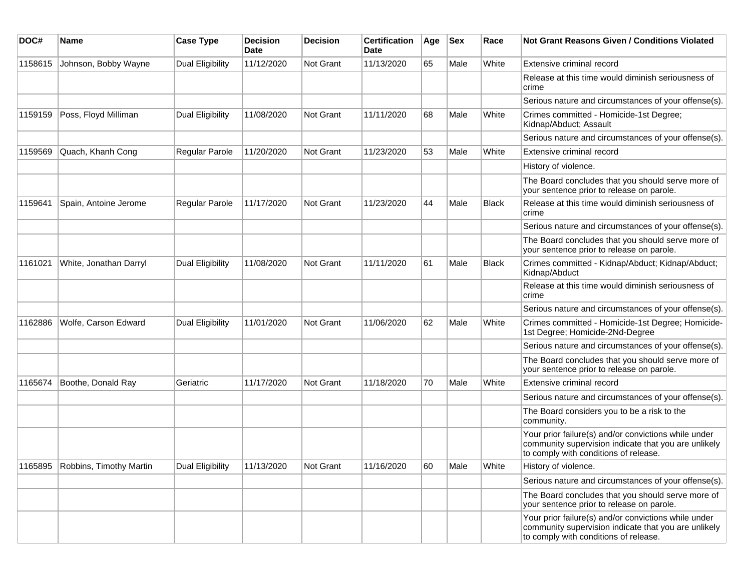| DOC# | Name | Case Type | Decision Date | Decision | Certification Date | Age | Sex | Race | Not Grant Reasons Given / Conditions Violated |
|---|---|---|---|---|---|---|---|---|---|
| 1158615 | Johnson, Bobby Wayne | Dual Eligibility | 11/12/2020 | Not Grant | 11/13/2020 | 65 | Male | White | Extensive criminal record |
| | | | | | | | | | Release at this time would diminish seriousness of crime |
| | | | | | | | | | Serious nature and circumstances of your offense(s). |
| 1159159 | Poss, Floyd Milliman | Dual Eligibility | 11/08/2020 | Not Grant | 11/11/2020 | 68 | Male | White | Crimes committed - Homicide-1st Degree; Kidnap/Abduct; Assault |
| | | | | | | | | | Serious nature and circumstances of your offense(s). |
| 1159569 | Quach, Khanh Cong | Regular Parole | 11/20/2020 | Not Grant | 11/23/2020 | 53 | Male | White | Extensive criminal record |
| | | | | | | | | | History of violence. |
| | | | | | | | | | The Board concludes that you should serve more of your sentence prior to release on parole. |
| 1159641 | Spain, Antoine Jerome | Regular Parole | 11/17/2020 | Not Grant | 11/23/2020 | 44 | Male | Black | Release at this time would diminish seriousness of crime |
| | | | | | | | | | Serious nature and circumstances of your offense(s). |
| | | | | | | | | | The Board concludes that you should serve more of your sentence prior to release on parole. |
| 1161021 | White, Jonathan Darryl | Dual Eligibility | 11/08/2020 | Not Grant | 11/11/2020 | 61 | Male | Black | Crimes committed - Kidnap/Abduct; Kidnap/Abduct; Kidnap/Abduct |
| | | | | | | | | | Release at this time would diminish seriousness of crime |
| | | | | | | | | | Serious nature and circumstances of your offense(s). |
| 1162886 | Wolfe, Carson Edward | Dual Eligibility | 11/01/2020 | Not Grant | 11/06/2020 | 62 | Male | White | Crimes committed - Homicide-1st Degree; Homicide-1st Degree; Homicide-2Nd-Degree |
| | | | | | | | | | Serious nature and circumstances of your offense(s). |
| | | | | | | | | | The Board concludes that you should serve more of your sentence prior to release on parole. |
| 1165674 | Boothe, Donald Ray | Geriatric | 11/17/2020 | Not Grant | 11/18/2020 | 70 | Male | White | Extensive criminal record |
| | | | | | | | | | Serious nature and circumstances of your offense(s). |
| | | | | | | | | | The Board considers you to be a risk to the community. |
| | | | | | | | | | Your prior failure(s) and/or convictions while under community supervision indicate that you are unlikely to comply with conditions of release. |
| 1165895 | Robbins, Timothy Martin | Dual Eligibility | 11/13/2020 | Not Grant | 11/16/2020 | 60 | Male | White | History of violence. |
| | | | | | | | | | Serious nature and circumstances of your offense(s). |
| | | | | | | | | | The Board concludes that you should serve more of your sentence prior to release on parole. |
| | | | | | | | | | Your prior failure(s) and/or convictions while under community supervision indicate that you are unlikely to comply with conditions of release. |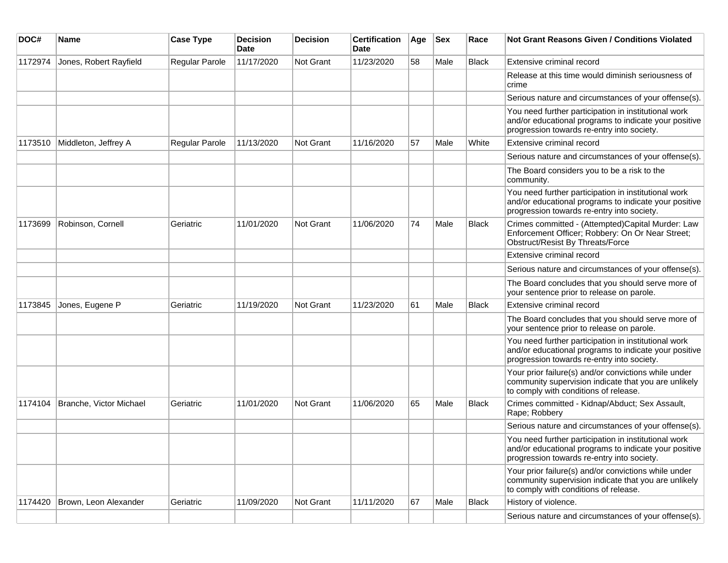| DOC# | Name | Case Type | Decision Date | Decision | Certification Date | Age | Sex | Race | Not Grant Reasons Given / Conditions Violated |
|---|---|---|---|---|---|---|---|---|---|
| 1172974 | Jones, Robert Rayfield | Regular Parole | 11/17/2020 | Not Grant | 11/23/2020 | 58 | Male | Black | Extensive criminal record |
| | | | | | | | | | Release at this time would diminish seriousness of crime |
| | | | | | | | | | Serious nature and circumstances of your offense(s). |
| | | | | | | | | | You need further participation in institutional work and/or educational programs to indicate your positive progression towards re-entry into society. |
| 1173510 | Middleton, Jeffrey A | Regular Parole | 11/13/2020 | Not Grant | 11/16/2020 | 57 | Male | White | Extensive criminal record |
| | | | | | | | | | Serious nature and circumstances of your offense(s). |
| | | | | | | | | | The Board considers you to be a risk to the community. |
| | | | | | | | | | You need further participation in institutional work and/or educational programs to indicate your positive progression towards re-entry into society. |
| 1173699 | Robinson, Cornell | Geriatric | 11/01/2020 | Not Grant | 11/06/2020 | 74 | Male | Black | Crimes committed - (Attempted)Capital Murder: Law Enforcement Officer; Robbery: On Or Near Street; Obstruct/Resist By Threats/Force |
| | | | | | | | | | Extensive criminal record |
| | | | | | | | | | Serious nature and circumstances of your offense(s). |
| | | | | | | | | | The Board concludes that you should serve more of your sentence prior to release on parole. |
| 1173845 | Jones, Eugene P | Geriatric | 11/19/2020 | Not Grant | 11/23/2020 | 61 | Male | Black | Extensive criminal record |
| | | | | | | | | | The Board concludes that you should serve more of your sentence prior to release on parole. |
| | | | | | | | | | You need further participation in institutional work and/or educational programs to indicate your positive progression towards re-entry into society. |
| | | | | | | | | | Your prior failure(s) and/or convictions while under community supervision indicate that you are unlikely to comply with conditions of release. |
| 1174104 | Branche, Victor Michael | Geriatric | 11/01/2020 | Not Grant | 11/06/2020 | 65 | Male | Black | Crimes committed - Kidnap/Abduct; Sex Assault, Rape; Robbery |
| | | | | | | | | | Serious nature and circumstances of your offense(s). |
| | | | | | | | | | You need further participation in institutional work and/or educational programs to indicate your positive progression towards re-entry into society. |
| | | | | | | | | | Your prior failure(s) and/or convictions while under community supervision indicate that you are unlikely to comply with conditions of release. |
| 1174420 | Brown, Leon Alexander | Geriatric | 11/09/2020 | Not Grant | 11/11/2020 | 67 | Male | Black | History of violence. |
| | | | | | | | | | Serious nature and circumstances of your offense(s). |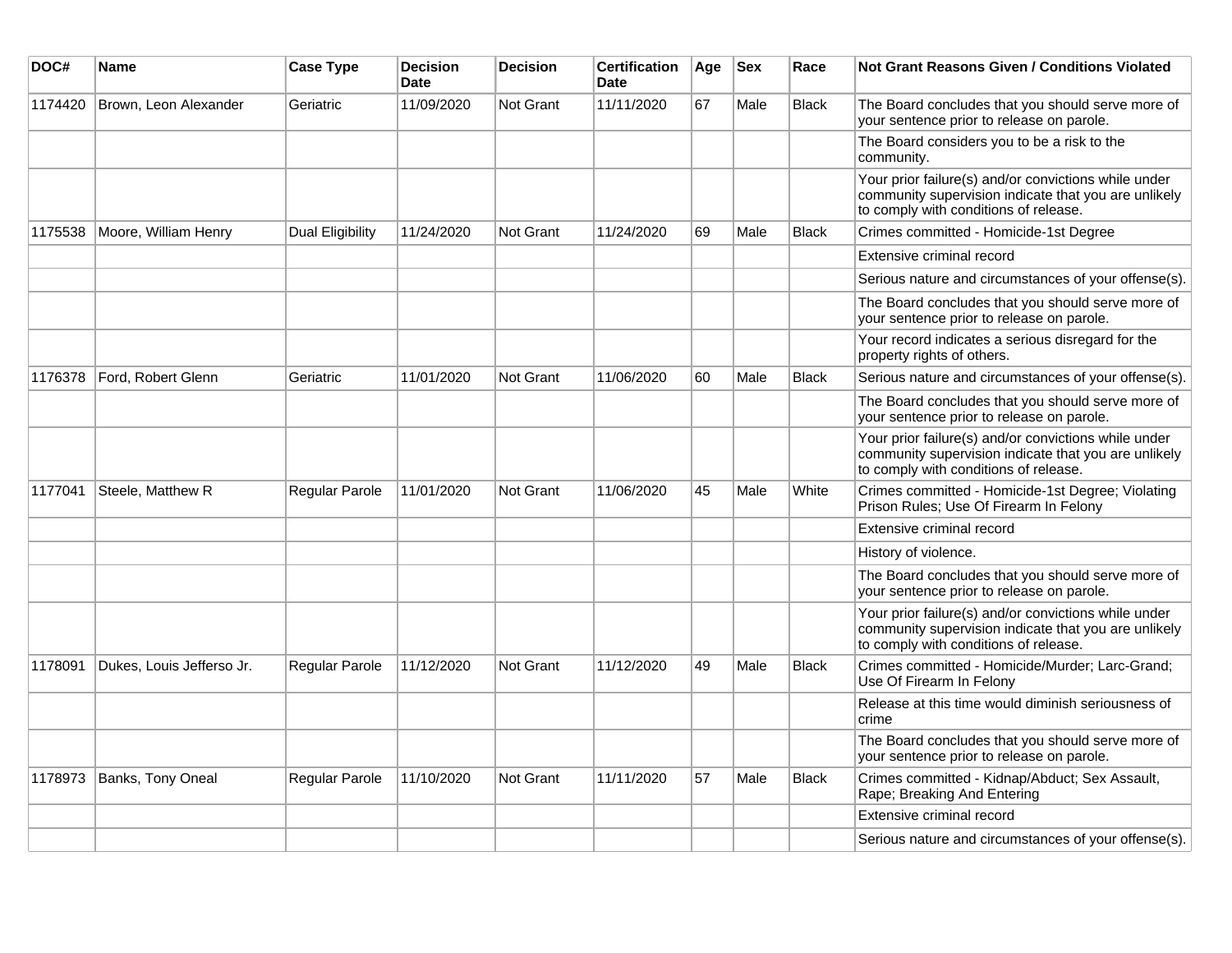| DOC# | Name | Case Type | Decision Date | Decision | Certification Date | Age | Sex | Race | Not Grant Reasons Given / Conditions Violated |
|---|---|---|---|---|---|---|---|---|---|
| 1174420 | Brown, Leon Alexander | Geriatric | 11/09/2020 | Not Grant | 11/11/2020 | 67 | Male | Black | The Board concludes that you should serve more of your sentence prior to release on parole. |
| | | | | | | | | | The Board considers you to be a risk to the community. |
| | | | | | | | | | Your prior failure(s) and/or convictions while under community supervision indicate that you are unlikely to comply with conditions of release. |
| 1175538 | Moore, William Henry | Dual Eligibility | 11/24/2020 | Not Grant | 11/24/2020 | 69 | Male | Black | Crimes committed - Homicide-1st Degree |
| | | | | | | | | | Extensive criminal record |
| | | | | | | | | | Serious nature and circumstances of your offense(s). |
| | | | | | | | | | The Board concludes that you should serve more of your sentence prior to release on parole. |
| | | | | | | | | | Your record indicates a serious disregard for the property rights of others. |
| 1176378 | Ford, Robert Glenn | Geriatric | 11/01/2020 | Not Grant | 11/06/2020 | 60 | Male | Black | Serious nature and circumstances of your offense(s). |
| | | | | | | | | | The Board concludes that you should serve more of your sentence prior to release on parole. |
| | | | | | | | | | Your prior failure(s) and/or convictions while under community supervision indicate that you are unlikely to comply with conditions of release. |
| 1177041 | Steele, Matthew R | Regular Parole | 11/01/2020 | Not Grant | 11/06/2020 | 45 | Male | White | Crimes committed - Homicide-1st Degree; Violating Prison Rules; Use Of Firearm In Felony |
| | | | | | | | | | Extensive criminal record |
| | | | | | | | | | History of violence. |
| | | | | | | | | | The Board concludes that you should serve more of your sentence prior to release on parole. |
| | | | | | | | | | Your prior failure(s) and/or convictions while under community supervision indicate that you are unlikely to comply with conditions of release. |
| 1178091 | Dukes, Louis Jefferso Jr. | Regular Parole | 11/12/2020 | Not Grant | 11/12/2020 | 49 | Male | Black | Crimes committed - Homicide/Murder; Larc-Grand; Use Of Firearm In Felony |
| | | | | | | | | | Release at this time would diminish seriousness of crime |
| | | | | | | | | | The Board concludes that you should serve more of your sentence prior to release on parole. |
| 1178973 | Banks, Tony Oneal | Regular Parole | 11/10/2020 | Not Grant | 11/11/2020 | 57 | Male | Black | Crimes committed - Kidnap/Abduct; Sex Assault, Rape; Breaking And Entering |
| | | | | | | | | | Extensive criminal record |
| | | | | | | | | | Serious nature and circumstances of your offense(s). |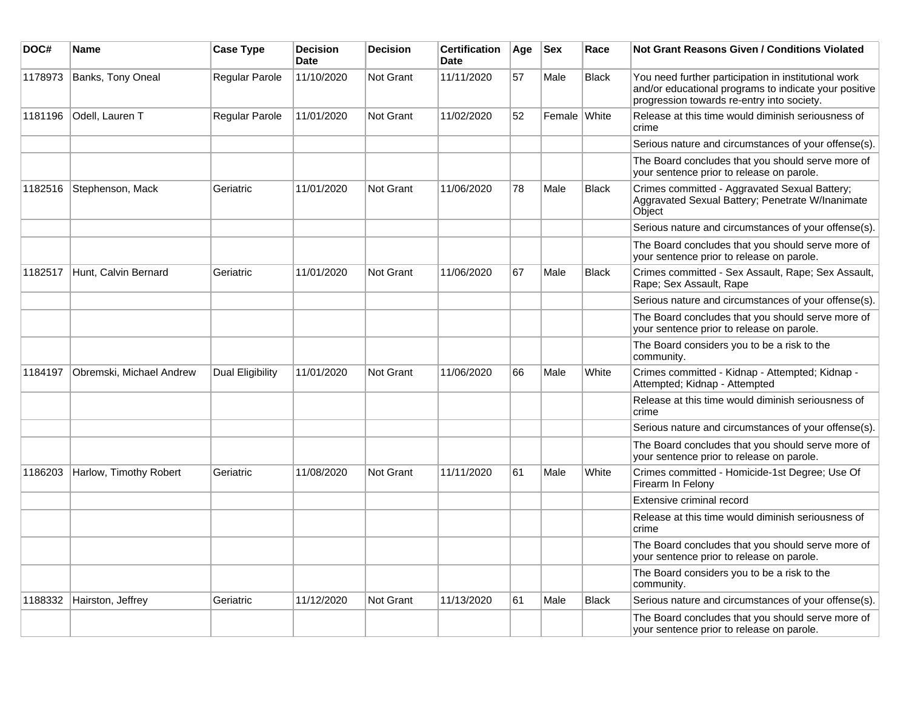| DOC# | Name | Case Type | Decision Date | Decision | Certification Date | Age | Sex | Race | Not Grant Reasons Given / Conditions Violated |
|---|---|---|---|---|---|---|---|---|---|
| 1178973 | Banks, Tony Oneal | Regular Parole | 11/10/2020 | Not Grant | 11/11/2020 | 57 | Male | Black | You need further participation in institutional work and/or educational programs to indicate your positive progression towards re-entry into society. |
| 1181196 | Odell, Lauren T | Regular Parole | 11/01/2020 | Not Grant | 11/02/2020 | 52 | Female | White | Release at this time would diminish seriousness of crime |
| | | | | | | | | | Serious nature and circumstances of your offense(s). |
| | | | | | | | | | The Board concludes that you should serve more of your sentence prior to release on parole. |
| 1182516 | Stephenson, Mack | Geriatric | 11/01/2020 | Not Grant | 11/06/2020 | 78 | Male | Black | Crimes committed - Aggravated Sexual Battery; Aggravated Sexual Battery; Penetrate W/Inanimate Object |
| | | | | | | | | | Serious nature and circumstances of your offense(s). |
| | | | | | | | | | The Board concludes that you should serve more of your sentence prior to release on parole. |
| 1182517 | Hunt, Calvin Bernard | Geriatric | 11/01/2020 | Not Grant | 11/06/2020 | 67 | Male | Black | Crimes committed - Sex Assault, Rape; Sex Assault, Rape; Sex Assault, Rape |
| | | | | | | | | | Serious nature and circumstances of your offense(s). |
| | | | | | | | | | The Board concludes that you should serve more of your sentence prior to release on parole. |
| | | | | | | | | | The Board considers you to be a risk to the community. |
| 1184197 | Obremski, Michael Andrew | Dual Eligibility | 11/01/2020 | Not Grant | 11/06/2020 | 66 | Male | White | Crimes committed - Kidnap - Attempted; Kidnap - Attempted; Kidnap - Attempted |
| | | | | | | | | | Release at this time would diminish seriousness of crime |
| | | | | | | | | | Serious nature and circumstances of your offense(s). |
| | | | | | | | | | The Board concludes that you should serve more of your sentence prior to release on parole. |
| 1186203 | Harlow, Timothy Robert | Geriatric | 11/08/2020 | Not Grant | 11/11/2020 | 61 | Male | White | Crimes committed - Homicide-1st Degree; Use Of Firearm In Felony |
| | | | | | | | | | Extensive criminal record |
| | | | | | | | | | Release at this time would diminish seriousness of crime |
| | | | | | | | | | The Board concludes that you should serve more of your sentence prior to release on parole. |
| | | | | | | | | | The Board considers you to be a risk to the community. |
| 1188332 | Hairston, Jeffrey | Geriatric | 11/12/2020 | Not Grant | 11/13/2020 | 61 | Male | Black | Serious nature and circumstances of your offense(s). |
| | | | | | | | | | The Board concludes that you should serve more of your sentence prior to release on parole. |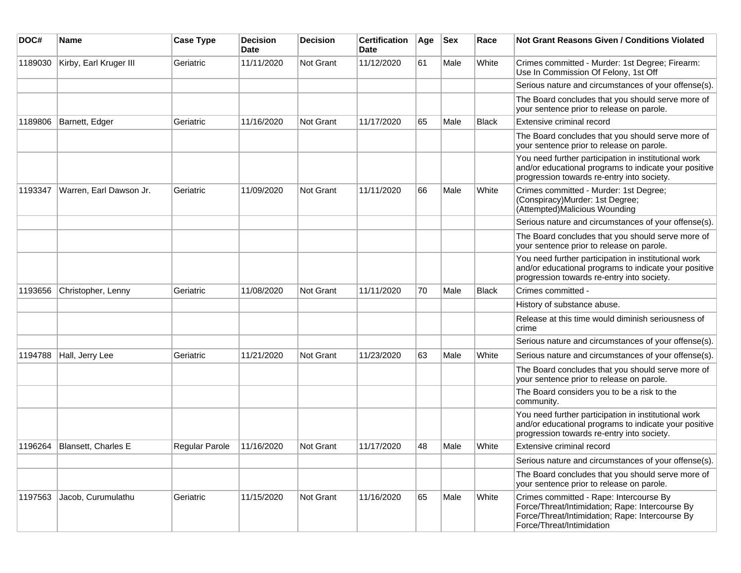| DOC# | Name | Case Type | Decision Date | Decision | Certification Date | Age | Sex | Race | Not Grant Reasons Given / Conditions Violated |
|---|---|---|---|---|---|---|---|---|---|
| 1189030 | Kirby, Earl Kruger III | Geriatric | 11/11/2020 | Not Grant | 11/12/2020 | 61 | Male | White | Crimes committed - Murder: 1st Degree; Firearm: Use In Commission Of Felony, 1st Off |
| | | | | | | | | | Serious nature and circumstances of your offense(s). |
| | | | | | | | | | The Board concludes that you should serve more of your sentence prior to release on parole. |
| 1189806 | Barnett, Edger | Geriatric | 11/16/2020 | Not Grant | 11/17/2020 | 65 | Male | Black | Extensive criminal record |
| | | | | | | | | | The Board concludes that you should serve more of your sentence prior to release on parole. |
| | | | | | | | | | You need further participation in institutional work and/or educational programs to indicate your positive progression towards re-entry into society. |
| 1193347 | Warren, Earl Dawson Jr. | Geriatric | 11/09/2020 | Not Grant | 11/11/2020 | 66 | Male | White | Crimes committed - Murder: 1st Degree; (Conspiracy)Murder: 1st Degree; (Attempted)Malicious Wounding |
| | | | | | | | | | Serious nature and circumstances of your offense(s). |
| | | | | | | | | | The Board concludes that you should serve more of your sentence prior to release on parole. |
| | | | | | | | | | You need further participation in institutional work and/or educational programs to indicate your positive progression towards re-entry into society. |
| 1193656 | Christopher, Lenny | Geriatric | 11/08/2020 | Not Grant | 11/11/2020 | 70 | Male | Black | Crimes committed - |
| | | | | | | | | | History of substance abuse. |
| | | | | | | | | | Release at this time would diminish seriousness of crime |
| | | | | | | | | | Serious nature and circumstances of your offense(s). |
| 1194788 | Hall, Jerry Lee | Geriatric | 11/21/2020 | Not Grant | 11/23/2020 | 63 | Male | White | Serious nature and circumstances of your offense(s). |
| | | | | | | | | | The Board concludes that you should serve more of your sentence prior to release on parole. |
| | | | | | | | | | The Board considers you to be a risk to the community. |
| | | | | | | | | | You need further participation in institutional work and/or educational programs to indicate your positive progression towards re-entry into society. |
| 1196264 | Blansett, Charles E | Regular Parole | 11/16/2020 | Not Grant | 11/17/2020 | 48 | Male | White | Extensive criminal record |
| | | | | | | | | | Serious nature and circumstances of your offense(s). |
| | | | | | | | | | The Board concludes that you should serve more of your sentence prior to release on parole. |
| 1197563 | Jacob, Curumulathu | Geriatric | 11/15/2020 | Not Grant | 11/16/2020 | 65 | Male | White | Crimes committed - Rape: Intercourse By Force/Threat/Intimidation; Rape: Intercourse By Force/Threat/Intimidation; Rape: Intercourse By Force/Threat/Intimidation |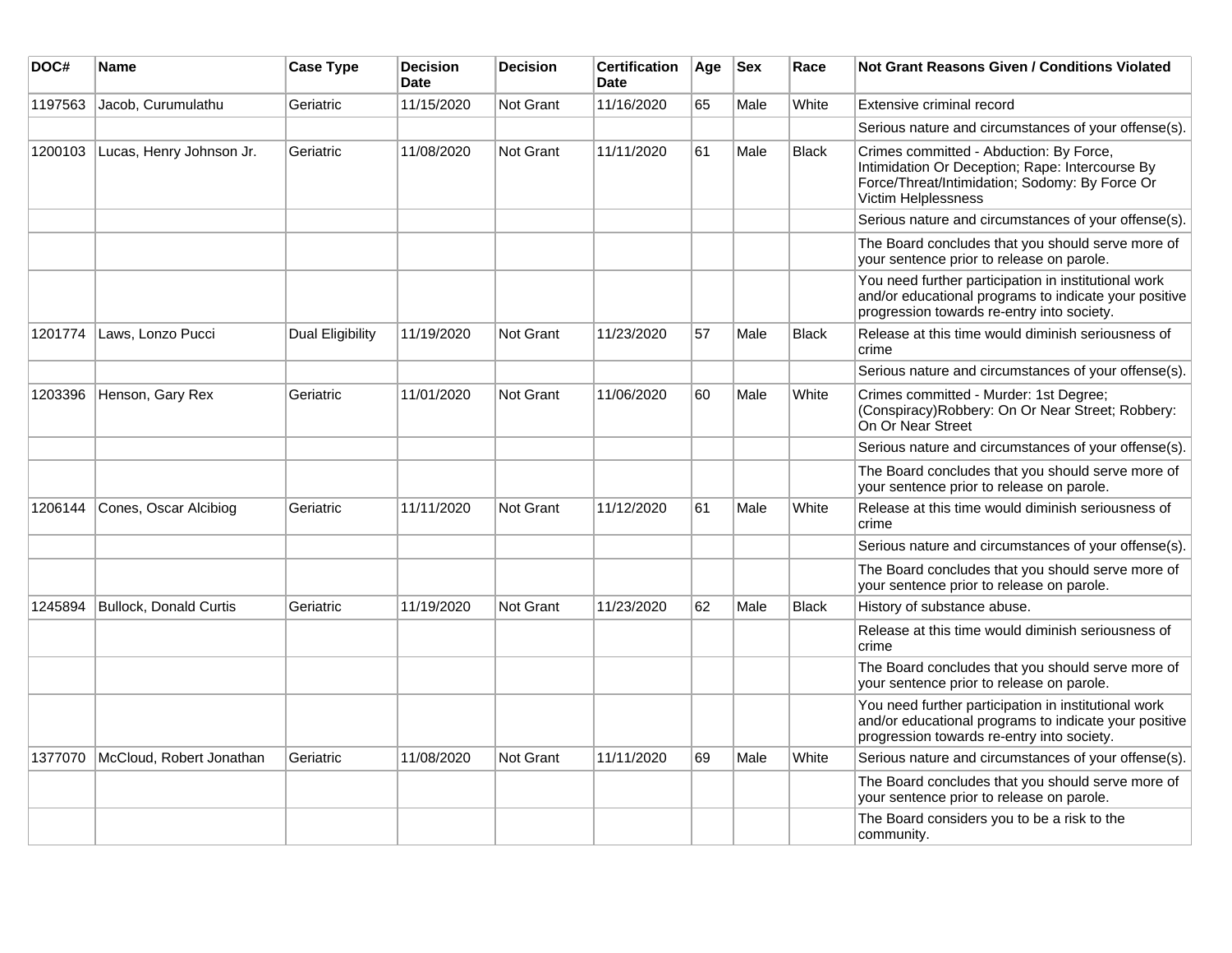| DOC# | Name | Case Type | Decision Date | Decision | Certification Date | Age | Sex | Race | Not Grant Reasons Given / Conditions Violated |
|---|---|---|---|---|---|---|---|---|---|
| 1197563 | Jacob, Curumulathu | Geriatric | 11/15/2020 | Not Grant | 11/16/2020 | 65 | Male | White | Extensive criminal record |
| | | | | | | | | | Serious nature and circumstances of your offense(s). |
| 1200103 | Lucas, Henry Johnson Jr. | Geriatric | 11/08/2020 | Not Grant | 11/11/2020 | 61 | Male | Black | Crimes committed - Abduction: By Force, Intimidation Or Deception; Rape: Intercourse By Force/Threat/Intimidation; Sodomy: By Force Or Victim Helplessness |
| | | | | | | | | | Serious nature and circumstances of your offense(s). |
| | | | | | | | | | The Board concludes that you should serve more of your sentence prior to release on parole. |
| | | | | | | | | | You need further participation in institutional work and/or educational programs to indicate your positive progression towards re-entry into society. |
| 1201774 | Laws, Lonzo Pucci | Dual Eligibility | 11/19/2020 | Not Grant | 11/23/2020 | 57 | Male | Black | Release at this time would diminish seriousness of crime |
| | | | | | | | | | Serious nature and circumstances of your offense(s). |
| 1203396 | Henson, Gary Rex | Geriatric | 11/01/2020 | Not Grant | 11/06/2020 | 60 | Male | White | Crimes committed - Murder: 1st Degree; (Conspiracy)Robbery: On Or Near Street; Robbery: On Or Near Street |
| | | | | | | | | | Serious nature and circumstances of your offense(s). |
| | | | | | | | | | The Board concludes that you should serve more of your sentence prior to release on parole. |
| 1206144 | Cones, Oscar Alcibiog | Geriatric | 11/11/2020 | Not Grant | 11/12/2020 | 61 | Male | White | Release at this time would diminish seriousness of crime |
| | | | | | | | | | Serious nature and circumstances of your offense(s). |
| | | | | | | | | | The Board concludes that you should serve more of your sentence prior to release on parole. |
| 1245894 | Bullock, Donald Curtis | Geriatric | 11/19/2020 | Not Grant | 11/23/2020 | 62 | Male | Black | History of substance abuse. |
| | | | | | | | | | Release at this time would diminish seriousness of crime |
| | | | | | | | | | The Board concludes that you should serve more of your sentence prior to release on parole. |
| | | | | | | | | | You need further participation in institutional work and/or educational programs to indicate your positive progression towards re-entry into society. |
| 1377070 | McCloud, Robert Jonathan | Geriatric | 11/08/2020 | Not Grant | 11/11/2020 | 69 | Male | White | Serious nature and circumstances of your offense(s). |
| | | | | | | | | | The Board concludes that you should serve more of your sentence prior to release on parole. |
| | | | | | | | | | The Board considers you to be a risk to the community. |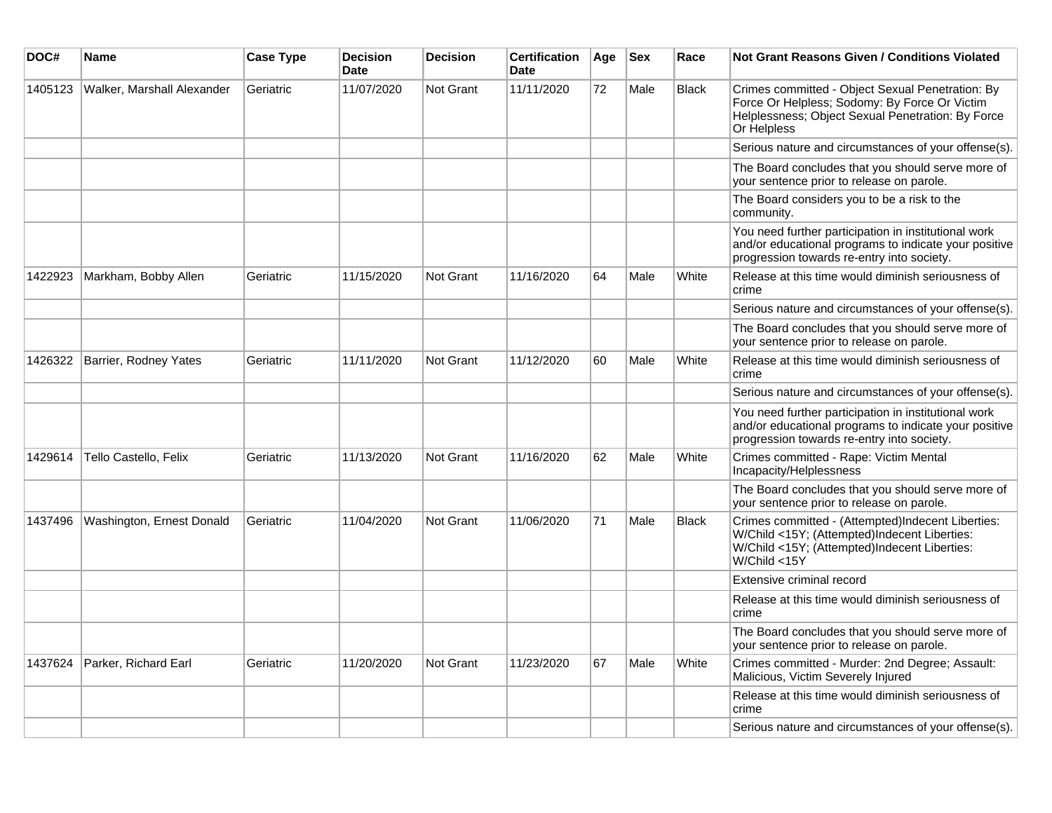| DOC# | Name | Case Type | Decision Date | Decision | Certification Date | Age | Sex | Race | Not Grant Reasons Given / Conditions Violated |
|---|---|---|---|---|---|---|---|---|---|
| 1405123 | Walker, Marshall Alexander | Geriatric | 11/07/2020 | Not Grant | 11/11/2020 | 72 | Male | Black | Crimes committed - Object Sexual Penetration: By Force Or Helpless; Sodomy: By Force Or Victim Helplessness; Object Sexual Penetration: By Force Or Helpless |
| | | | | | | | | | Serious nature and circumstances of your offense(s). |
| | | | | | | | | | The Board concludes that you should serve more of your sentence prior to release on parole. |
| | | | | | | | | | The Board considers you to be a risk to the community. |
| | | | | | | | | | You need further participation in institutional work and/or educational programs to indicate your positive progression towards re-entry into society. |
| 1422923 | Markham, Bobby Allen | Geriatric | 11/15/2020 | Not Grant | 11/16/2020 | 64 | Male | White | Release at this time would diminish seriousness of crime |
| | | | | | | | | | Serious nature and circumstances of your offense(s). |
| | | | | | | | | | The Board concludes that you should serve more of your sentence prior to release on parole. |
| 1426322 | Barrier, Rodney Yates | Geriatric | 11/11/2020 | Not Grant | 11/12/2020 | 60 | Male | White | Release at this time would diminish seriousness of crime |
| | | | | | | | | | Serious nature and circumstances of your offense(s). |
| | | | | | | | | | You need further participation in institutional work and/or educational programs to indicate your positive progression towards re-entry into society. |
| 1429614 | Tello Castello, Felix | Geriatric | 11/13/2020 | Not Grant | 11/16/2020 | 62 | Male | White | Crimes committed - Rape: Victim Mental Incapacity/Helplessness |
| | | | | | | | | | The Board concludes that you should serve more of your sentence prior to release on parole. |
| 1437496 | Washington, Ernest Donald | Geriatric | 11/04/2020 | Not Grant | 11/06/2020 | 71 | Male | Black | Crimes committed - (Attempted)Indecent Liberties: W/Child <15Y; (Attempted)Indecent Liberties: W/Child <15Y; (Attempted)Indecent Liberties: W/Child <15Y |
| | | | | | | | | | Extensive criminal record |
| | | | | | | | | | Release at this time would diminish seriousness of crime |
| | | | | | | | | | The Board concludes that you should serve more of your sentence prior to release on parole. |
| 1437624 | Parker, Richard Earl | Geriatric | 11/20/2020 | Not Grant | 11/23/2020 | 67 | Male | White | Crimes committed - Murder: 2nd Degree; Assault: Malicious, Victim Severely Injured |
| | | | | | | | | | Release at this time would diminish seriousness of crime |
| | | | | | | | | | Serious nature and circumstances of your offense(s). |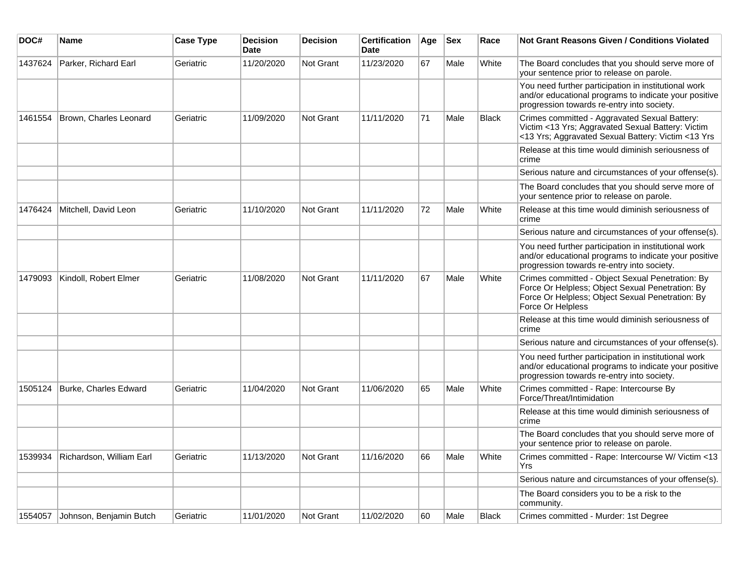| DOC# | Name | Case Type | Decision Date | Decision | Certification Date | Age | Sex | Race | Not Grant Reasons Given / Conditions Violated |
|---|---|---|---|---|---|---|---|---|---|
| 1437624 | Parker, Richard Earl | Geriatric | 11/20/2020 | Not Grant | 11/23/2020 | 67 | Male | White | The Board concludes that you should serve more of your sentence prior to release on parole. |
| | | | | | | | | | You need further participation in institutional work and/or educational programs to indicate your positive progression towards re-entry into society. |
| 1461554 | Brown, Charles Leonard | Geriatric | 11/09/2020 | Not Grant | 11/11/2020 | 71 | Male | Black | Crimes committed - Aggravated Sexual Battery: Victim <13 Yrs; Aggravated Sexual Battery: Victim <13 Yrs; Aggravated Sexual Battery: Victim <13 Yrs |
| | | | | | | | | | Release at this time would diminish seriousness of crime |
| | | | | | | | | | Serious nature and circumstances of your offense(s). |
| | | | | | | | | | The Board concludes that you should serve more of your sentence prior to release on parole. |
| 1476424 | Mitchell, David Leon | Geriatric | 11/10/2020 | Not Grant | 11/11/2020 | 72 | Male | White | Release at this time would diminish seriousness of crime |
| | | | | | | | | | Serious nature and circumstances of your offense(s). |
| | | | | | | | | | You need further participation in institutional work and/or educational programs to indicate your positive progression towards re-entry into society. |
| 1479093 | Kindoll, Robert Elmer | Geriatric | 11/08/2020 | Not Grant | 11/11/2020 | 67 | Male | White | Crimes committed - Object Sexual Penetration: By Force Or Helpless; Object Sexual Penetration: By Force Or Helpless; Object Sexual Penetration: By Force Or Helpless |
| | | | | | | | | | Release at this time would diminish seriousness of crime |
| | | | | | | | | | Serious nature and circumstances of your offense(s). |
| | | | | | | | | | You need further participation in institutional work and/or educational programs to indicate your positive progression towards re-entry into society. |
| 1505124 | Burke, Charles Edward | Geriatric | 11/04/2020 | Not Grant | 11/06/2020 | 65 | Male | White | Crimes committed - Rape: Intercourse By Force/Threat/Intimidation |
| | | | | | | | | | Release at this time would diminish seriousness of crime |
| | | | | | | | | | The Board concludes that you should serve more of your sentence prior to release on parole. |
| 1539934 | Richardson, William Earl | Geriatric | 11/13/2020 | Not Grant | 11/16/2020 | 66 | Male | White | Crimes committed - Rape: Intercourse W/ Victim <13 Yrs |
| | | | | | | | | | Serious nature and circumstances of your offense(s). |
| | | | | | | | | | The Board considers you to be a risk to the community. |
| 1554057 | Johnson, Benjamin Butch | Geriatric | 11/01/2020 | Not Grant | 11/02/2020 | 60 | Male | Black | Crimes committed - Murder: 1st Degree |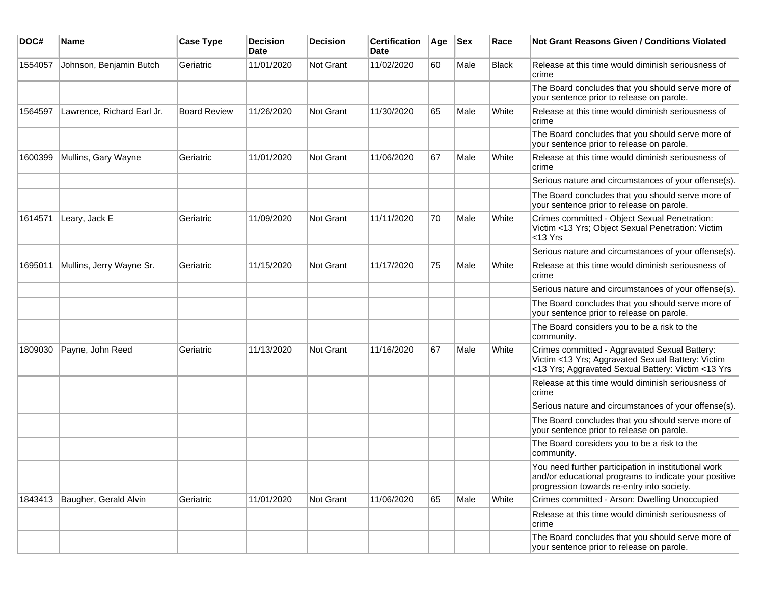| DOC# | Name | Case Type | Decision Date | Decision | Certification Date | Age | Sex | Race | Not Grant Reasons Given / Conditions Violated |
|---|---|---|---|---|---|---|---|---|---|
| 1554057 | Johnson, Benjamin Butch | Geriatric | 11/01/2020 | Not Grant | 11/02/2020 | 60 | Male | Black | Release at this time would diminish seriousness of crime |
| | | | | | | | | | The Board concludes that you should serve more of your sentence prior to release on parole. |
| 1564597 | Lawrence, Richard Earl Jr. | Board Review | 11/26/2020 | Not Grant | 11/30/2020 | 65 | Male | White | Release at this time would diminish seriousness of crime |
| | | | | | | | | | The Board concludes that you should serve more of your sentence prior to release on parole. |
| 1600399 | Mullins, Gary Wayne | Geriatric | 11/01/2020 | Not Grant | 11/06/2020 | 67 | Male | White | Release at this time would diminish seriousness of crime |
| | | | | | | | | | Serious nature and circumstances of your offense(s). |
| | | | | | | | | | The Board concludes that you should serve more of your sentence prior to release on parole. |
| 1614571 | Leary, Jack E | Geriatric | 11/09/2020 | Not Grant | 11/11/2020 | 70 | Male | White | Crimes committed - Object Sexual Penetration: Victim <13 Yrs; Object Sexual Penetration: Victim <13 Yrs |
| | | | | | | | | | Serious nature and circumstances of your offense(s). |
| 1695011 | Mullins, Jerry Wayne Sr. | Geriatric | 11/15/2020 | Not Grant | 11/17/2020 | 75 | Male | White | Release at this time would diminish seriousness of crime |
| | | | | | | | | | Serious nature and circumstances of your offense(s). |
| | | | | | | | | | The Board concludes that you should serve more of your sentence prior to release on parole. |
| | | | | | | | | | The Board considers you to be a risk to the community. |
| 1809030 | Payne, John Reed | Geriatric | 11/13/2020 | Not Grant | 11/16/2020 | 67 | Male | White | Crimes committed - Aggravated Sexual Battery: Victim <13 Yrs; Aggravated Sexual Battery: Victim <13 Yrs; Aggravated Sexual Battery: Victim <13 Yrs |
| | | | | | | | | | Release at this time would diminish seriousness of crime |
| | | | | | | | | | Serious nature and circumstances of your offense(s). |
| | | | | | | | | | The Board concludes that you should serve more of your sentence prior to release on parole. |
| | | | | | | | | | The Board considers you to be a risk to the community. |
| | | | | | | | | | You need further participation in institutional work and/or educational programs to indicate your positive progression towards re-entry into society. |
| 1843413 | Baugher, Gerald Alvin | Geriatric | 11/01/2020 | Not Grant | 11/06/2020 | 65 | Male | White | Crimes committed - Arson: Dwelling Unoccupied |
| | | | | | | | | | Release at this time would diminish seriousness of crime |
| | | | | | | | | | The Board concludes that you should serve more of your sentence prior to release on parole. |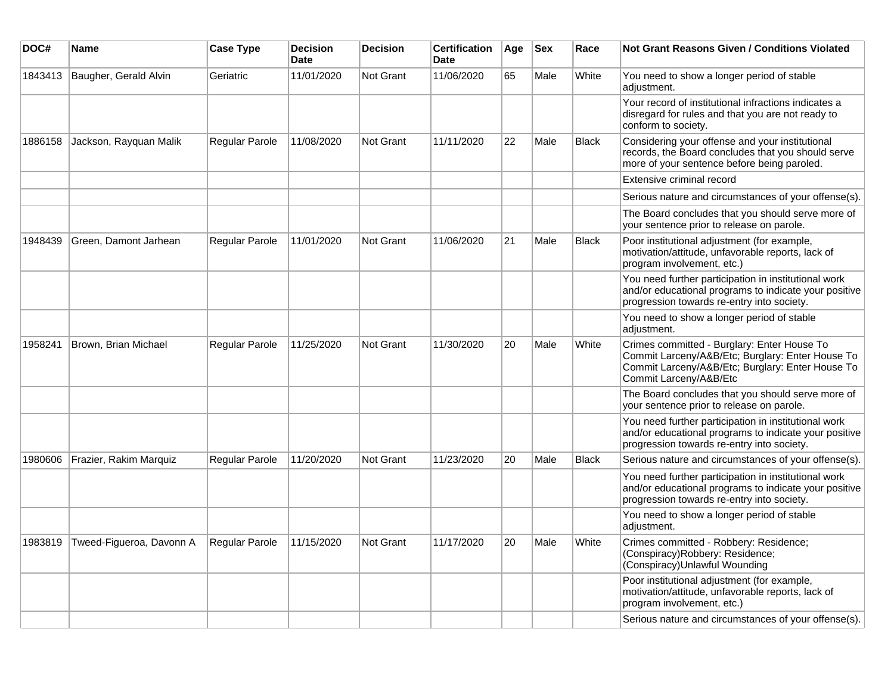| DOC# | Name | Case Type | Decision Date | Decision | Certification Date | Age | Sex | Race | Not Grant Reasons Given / Conditions Violated |
|---|---|---|---|---|---|---|---|---|---|
| 1843413 | Baugher, Gerald Alvin | Geriatric | 11/01/2020 | Not Grant | 11/06/2020 | 65 | Male | White | You need to show a longer period of stable adjustment. |
| | | | | | | | | | Your record of institutional infractions indicates a disregard for rules and that you are not ready to conform to society. |
| 1886158 | Jackson, Rayquan Malik | Regular Parole | 11/08/2020 | Not Grant | 11/11/2020 | 22 | Male | Black | Considering your offense and your institutional records, the Board concludes that you should serve more of your sentence before being paroled. |
| | | | | | | | | | Extensive criminal record |
| | | | | | | | | | Serious nature and circumstances of your offense(s). |
| | | | | | | | | | The Board concludes that you should serve more of your sentence prior to release on parole. |
| 1948439 | Green, Damont Jarhean | Regular Parole | 11/01/2020 | Not Grant | 11/06/2020 | 21 | Male | Black | Poor institutional adjustment (for example, motivation/attitude, unfavorable reports, lack of program involvement, etc.) |
| | | | | | | | | | You need further participation in institutional work and/or educational programs to indicate your positive progression towards re-entry into society. |
| | | | | | | | | | You need to show a longer period of stable adjustment. |
| 1958241 | Brown, Brian Michael | Regular Parole | 11/25/2020 | Not Grant | 11/30/2020 | 20 | Male | White | Crimes committed - Burglary: Enter House To Commit Larceny/A&B/Etc; Burglary: Enter House To Commit Larceny/A&B/Etc; Burglary: Enter House To Commit Larceny/A&B/Etc |
| | | | | | | | | | The Board concludes that you should serve more of your sentence prior to release on parole. |
| | | | | | | | | | You need further participation in institutional work and/or educational programs to indicate your positive progression towards re-entry into society. |
| 1980606 | Frazier, Rakim Marquiz | Regular Parole | 11/20/2020 | Not Grant | 11/23/2020 | 20 | Male | Black | Serious nature and circumstances of your offense(s). |
| | | | | | | | | | You need further participation in institutional work and/or educational programs to indicate your positive progression towards re-entry into society. |
| | | | | | | | | | You need to show a longer period of stable adjustment. |
| 1983819 | Tweed-Figueroa, Davonn A | Regular Parole | 11/15/2020 | Not Grant | 11/17/2020 | 20 | Male | White | Crimes committed - Robbery: Residence; (Conspiracy)Robbery: Residence; (Conspiracy)Unlawful Wounding |
| | | | | | | | | | Poor institutional adjustment (for example, motivation/attitude, unfavorable reports, lack of program involvement, etc.) |
| | | | | | | | | | Serious nature and circumstances of your offense(s). |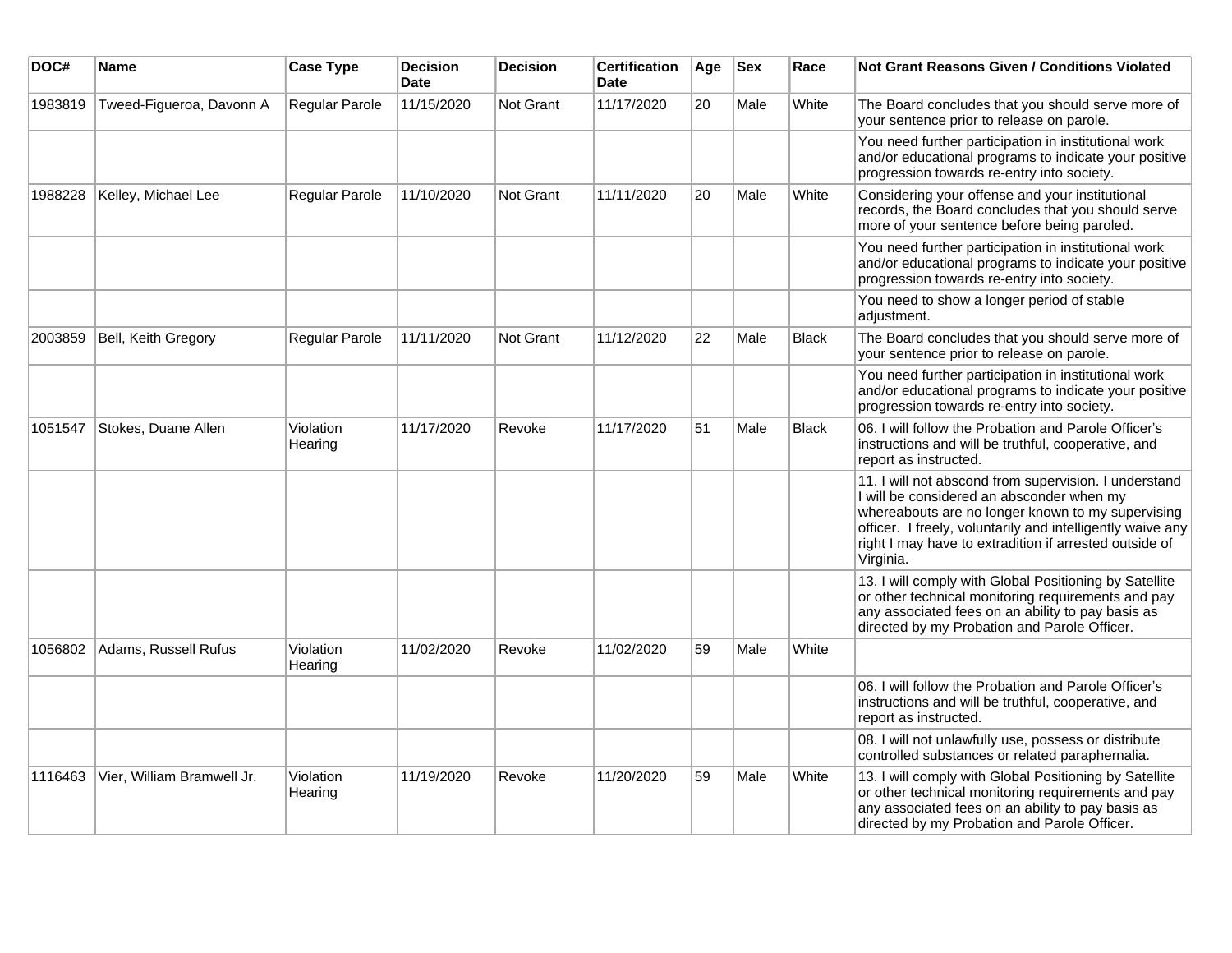| DOC# | Name | Case Type | Decision Date | Decision | Certification Date | Age | Sex | Race | Not Grant Reasons Given / Conditions Violated |
| --- | --- | --- | --- | --- | --- | --- | --- | --- | --- |
| 1983819 | Tweed-Figueroa, Davonn A | Regular Parole | 11/15/2020 | Not Grant | 11/17/2020 | 20 | Male | White | The Board concludes that you should serve more of your sentence prior to release on parole. |
| | | | | | | | | | You need further participation in institutional work and/or educational programs to indicate your positive progression towards re-entry into society. |
| 1988228 | Kelley, Michael Lee | Regular Parole | 11/10/2020 | Not Grant | 11/11/2020 | 20 | Male | White | Considering your offense and your institutional records, the Board concludes that you should serve more of your sentence before being paroled. |
| | | | | | | | | | You need further participation in institutional work and/or educational programs to indicate your positive progression towards re-entry into society. |
| | | | | | | | | | You need to show a longer period of stable adjustment. |
| 2003859 | Bell, Keith Gregory | Regular Parole | 11/11/2020 | Not Grant | 11/12/2020 | 22 | Male | Black | The Board concludes that you should serve more of your sentence prior to release on parole. |
| | | | | | | | | | You need further participation in institutional work and/or educational programs to indicate your positive progression towards re-entry into society. |
| 1051547 | Stokes, Duane Allen | Violation Hearing | 11/17/2020 | Revoke | 11/17/2020 | 51 | Male | Black | 06. I will follow the Probation and Parole Officer's instructions and will be truthful, cooperative, and report as instructed. |
| | | | | | | | | | 11. I will not abscond from supervision. I understand I will be considered an absconder when my whereabouts are no longer known to my supervising officer. I freely, voluntarily and intelligently waive any right I may have to extradition if arrested outside of Virginia. |
| | | | | | | | | | 13. I will comply with Global Positioning by Satellite or other technical monitoring requirements and pay any associated fees on an ability to pay basis as directed by my Probation and Parole Officer. |
| 1056802 | Adams, Russell Rufus | Violation Hearing | 11/02/2020 | Revoke | 11/02/2020 | 59 | Male | White | |
| | | | | | | | | | 06. I will follow the Probation and Parole Officer's instructions and will be truthful, cooperative, and report as instructed. |
| | | | | | | | | | 08. I will not unlawfully use, possess or distribute controlled substances or related paraphernalia. |
| 1116463 | Vier, William Bramwell Jr. | Violation Hearing | 11/19/2020 | Revoke | 11/20/2020 | 59 | Male | White | 13. I will comply with Global Positioning by Satellite or other technical monitoring requirements and pay any associated fees on an ability to pay basis as directed by my Probation and Parole Officer. |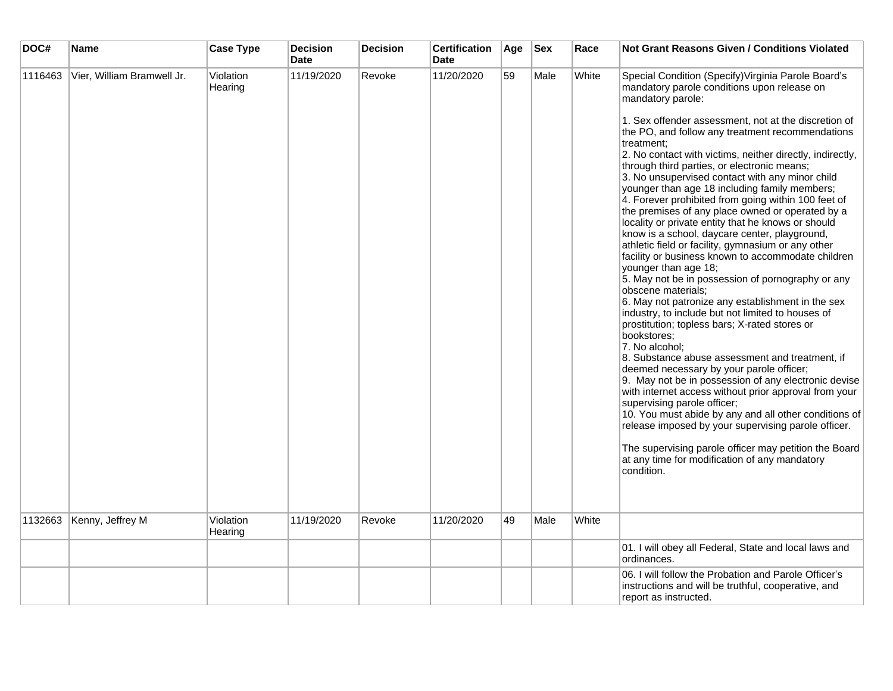| DOC# | Name | Case Type | Decision Date | Decision | Certification Date | Age | Sex | Race | Not Grant Reasons Given / Conditions Violated |
|---|---|---|---|---|---|---|---|---|---|
| 1116463 | Vier, William Bramwell Jr. | Violation Hearing | 11/19/2020 | Revoke | 11/20/2020 | 59 | Male | White | Special Condition (Specify)Virginia Parole Board's mandatory parole conditions upon release on mandatory parole:<br><br>1. Sex offender assessment, not at the discretion of the PO, and follow any treatment recommendations treatment;<br>2. No contact with victims, neither directly, indirectly, through third parties, or electronic means;<br>3. No unsupervised contact with any minor child younger than age 18 including family members;<br>4. Forever prohibited from going within 100 feet of the premises of any place owned or operated by a locality or private entity that he knows or should know is a school, daycare center, playground, athletic field or facility, gymnasium or any other facility or business known to accommodate children younger than age 18;<br>5. May not be in possession of pornography or any obscene materials;<br>6. May not patronize any establishment in the sex industry, to include but not limited to houses of prostitution; topless bars; X-rated stores or bookstores;<br>7. No alcohol;<br>8. Substance abuse assessment and treatment, if deemed necessary by your parole officer;<br>9. May not be in possession of any electronic devise with internet access without prior approval from your supervising parole officer;<br>10. You must abide by any and all other conditions of release imposed by your supervising parole officer.<br><br>The supervising parole officer may petition the Board at any time for modification of any mandatory condition. |
| 1132663 | Kenny, Jeffrey M | Violation Hearing | 11/19/2020 | Revoke | 11/20/2020 | 49 | Male | White | |
| | | | | | | | | | 01. I will obey all Federal, State and local laws and ordinances. |
| | | | | | | | | | 06. I will follow the Probation and Parole Officer's instructions and will be truthful, cooperative, and report as instructed. |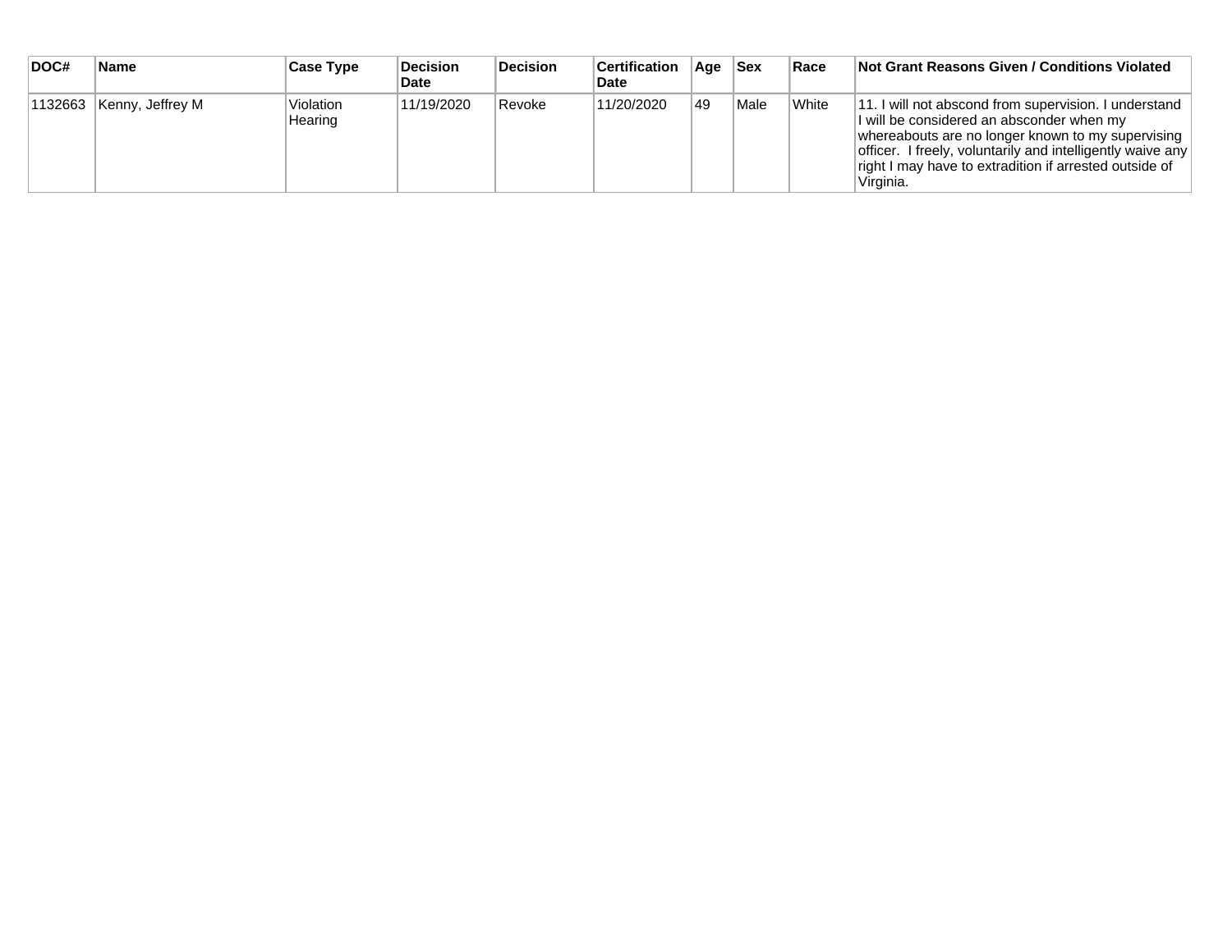| DOC# | Name | Case Type | Decision Date | Decision | Certification Date | Age | Sex | Race | Not Grant Reasons Given / Conditions Violated |
|---|---|---|---|---|---|---|---|---|---|
| 1132663 | Kenny, Jeffrey M | Violation Hearing | 11/19/2020 | Revoke | 11/20/2020 | 49 | Male | White | 11. I will not abscond from supervision. I understand I will be considered an absconder when my whereabouts are no longer known to my supervising officer. I freely, voluntarily and intelligently waive any right I may have to extradition if arrested outside of Virginia. |